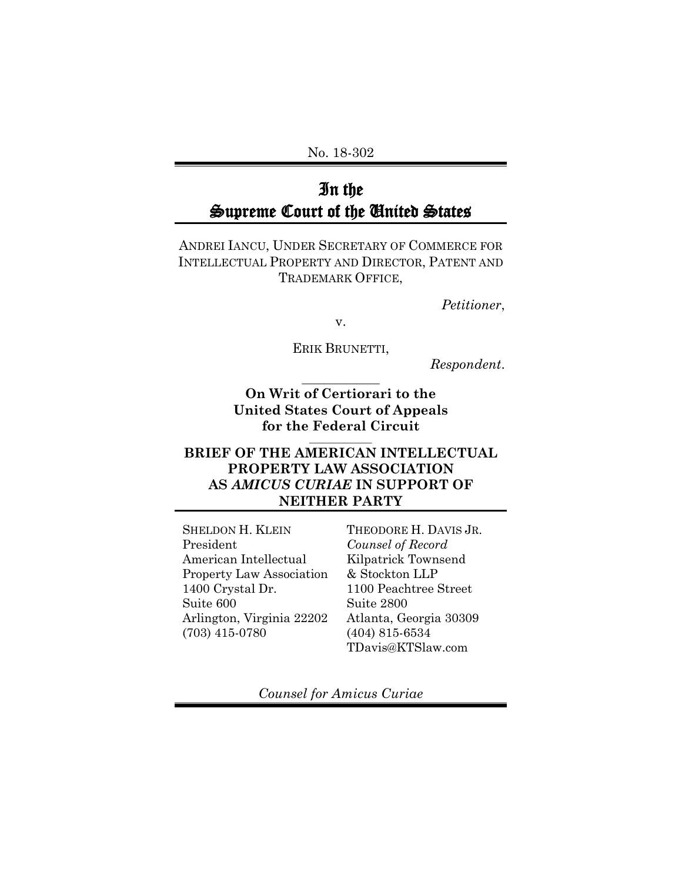No. 18-302

# In the Supreme Court of the United States

ANDREI IANCU, UNDER SECRETARY OF COMMERCE FOR INTELLECTUAL PROPERTY AND DIRECTOR, PATENT AND TRADEMARK OFFICE,

*Petitioner*,

v.

ERIK BRUNETTI,

*Respondent*.

---

**On Writ of Certiorari to the United States Court of Appeals for the Federal Circuit**

---

**BRIEF OF THE AMERICAN INTELLECTUAL PROPERTY LAW ASSOCIATION AS *AMICUS CURIAE* IN SUPPORT OF NEITHER PARTY**

SHELDON H. KLEIN
President
American Intellectual Property Law Association
1400 Crystal Dr.
Suite 600
Arlington, Virginia 22202
(703) 415-0780

THEODORE H. DAVIS JR.
*Counsel of Record*
Kilpatrick Townsend & Stockton LLP
1100 Peachtree Street
Suite 2800
Atlanta, Georgia 30309
(404) 815-6534
TDavis@KTSlaw.com

*Counsel for Amicus Curiae*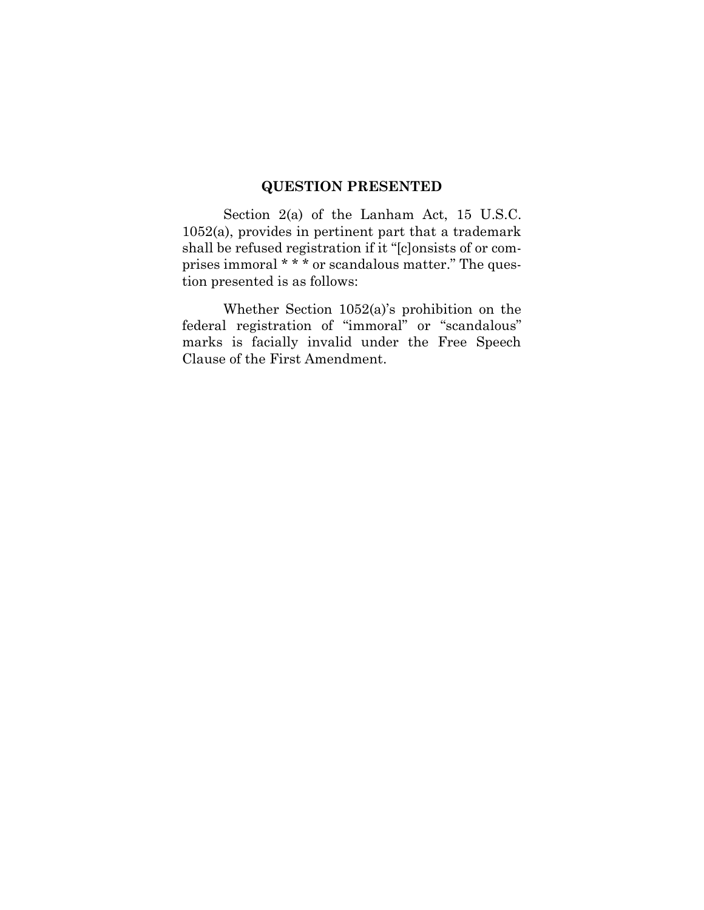## QUESTION PRESENTED

Section 2(a) of the Lanham Act, 15 U.S.C. 1052(a), provides in pertinent part that a trademark shall be refused registration if it "[c]onsists of or comprises immoral * * * or scandalous matter." The question presented is as follows:

Whether Section 1052(a)'s prohibition on the federal registration of "immoral" or "scandalous" marks is facially invalid under the Free Speech Clause of the First Amendment.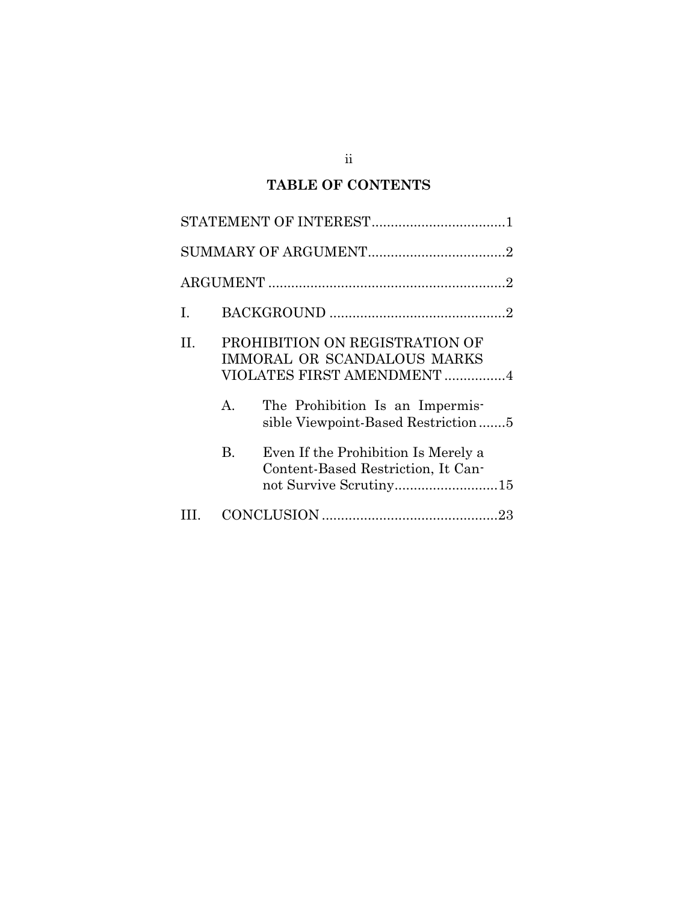## TABLE OF CONTENTS

STATEMENT OF INTEREST ..................................1

SUMMARY OF ARGUMENT ...................................2

ARGUMENT .............................................................2

I. BACKGROUND .............................................2

II. PROHIBITION ON REGISTRATION OF IMMORAL OR SCANDALOUS MARKS VIOLATES FIRST AMENDMENT ................4

    A. The Prohibition Is an Impermissible Viewpoint-Based Restriction .......5

    B. Even If the Prohibition Is Merely a Content-Based Restriction, It Cannot Survive Scrutiny...........................15

III. CONCLUSION ..............................................23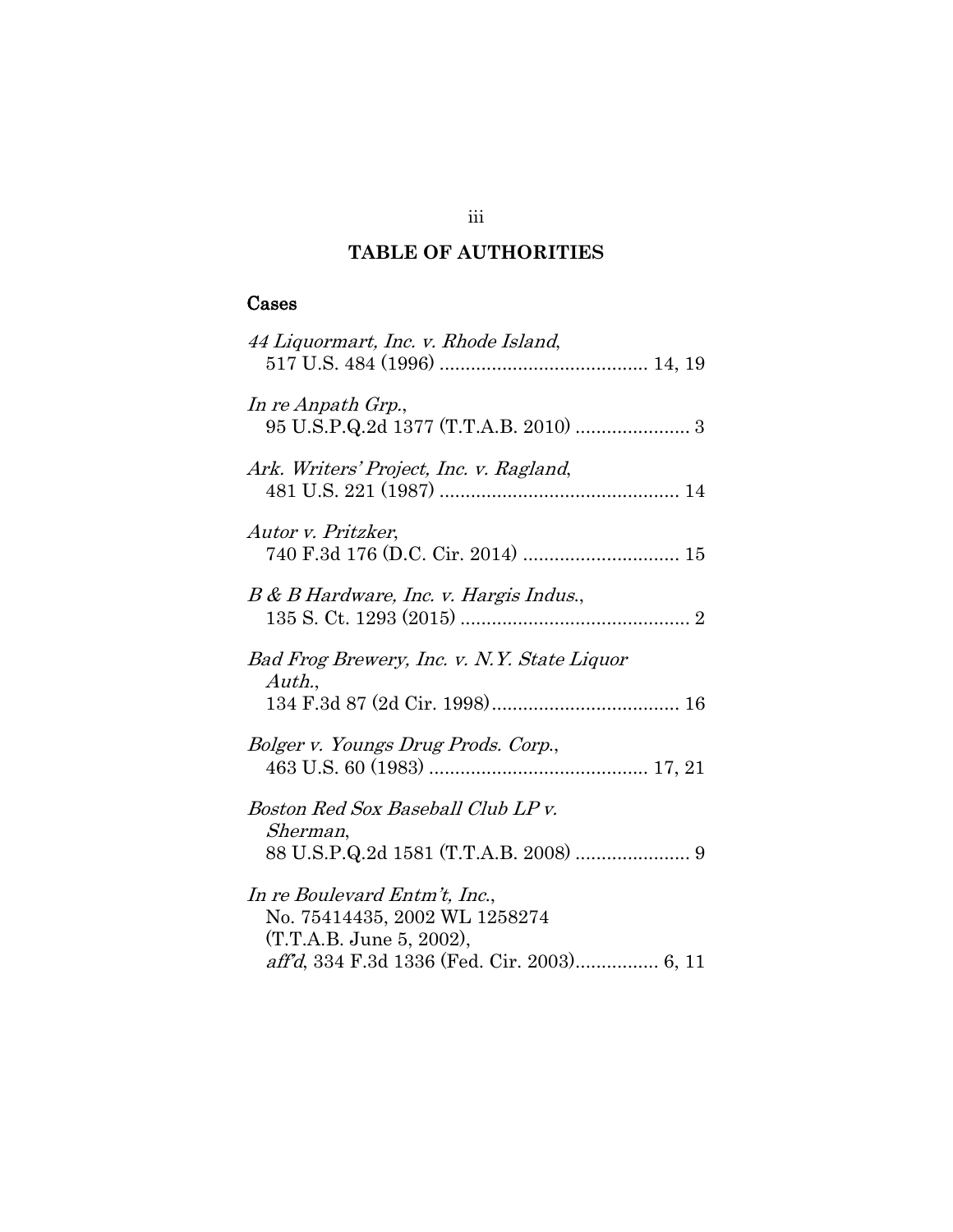# TABLE OF AUTHORITIES

## Cases

*44 Liquormart, Inc. v. Rhode Island*, 517 U.S. 484 (1996) ........................................ 14, 19

*In re Anpath Grp.*, 95 U.S.P.Q.2d 1377 (T.T.A.B. 2010) ...................... 3

*Ark. Writers' Project, Inc. v. Ragland*, 481 U.S. 221 (1987) .............................................. 14

*Autor v. Pritzker*, 740 F.3d 176 (D.C. Cir. 2014) .............................. 15

*B & B Hardware, Inc. v. Hargis Indus.*, 135 S. Ct. 1293 (2015) ............................................ 2

*Bad Frog Brewery, Inc. v. N.Y. State Liquor Auth.*, 134 F.3d 87 (2d Cir. 1998).................................... 16

*Bolger v. Youngs Drug Prods. Corp.*, 463 U.S. 60 (1983) .......................................... 17, 21

*Boston Red Sox Baseball Club LP v. Sherman*, 88 U.S.P.Q.2d 1581 (T.T.A.B. 2008) ...................... 9

*In re Boulevard Entm't, Inc.*, No. 75414435, 2002 WL 1258274 (T.T.A.B. June 5, 2002), *aff'd*, 334 F.3d 1336 (Fed. Cir. 2003)................ 6, 11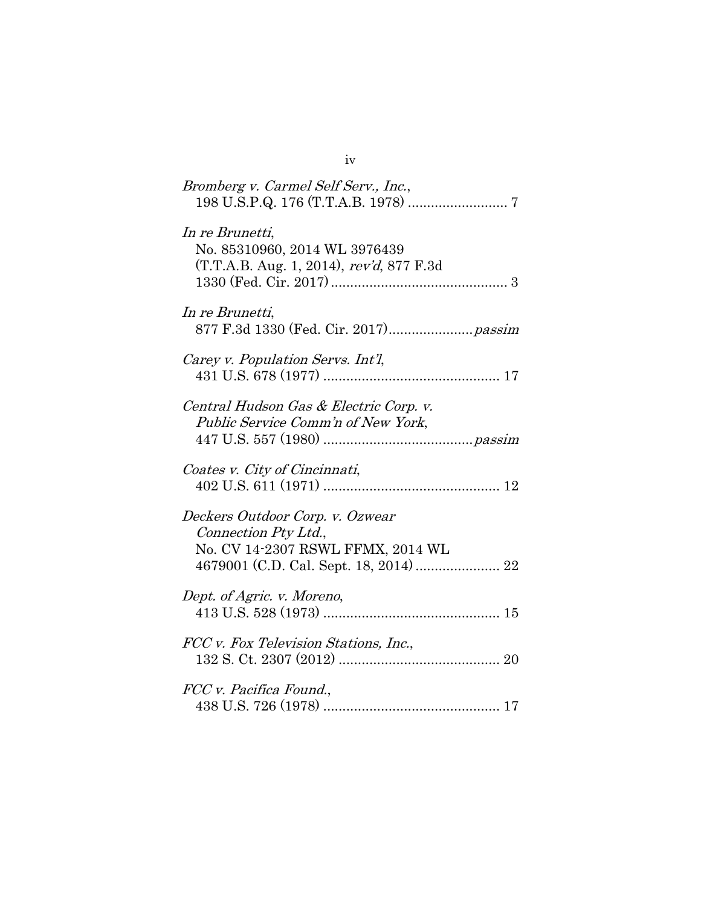*Bromberg v. Carmel Self Serv., Inc.*,
198 U.S.P.Q. 176 (T.T.A.B. 1978) ......................... 7

*In re Brunetti*,
No. 85310960, 2014 WL 3976439
(T.T.A.B. Aug. 1, 2014), *rev'd*, 877 F.3d
1330 (Fed. Cir. 2017) ............................................. 3

*In re Brunetti*,
877 F.3d 1330 (Fed. Cir. 2017)...................... *passim*

*Carey v. Population Servs. Int'l*,
431 U.S. 678 (1977) ............................................. 17

*Central Hudson Gas & Electric Corp. v. Public Service Comm'n of New York*,
447 U.S. 557 (1980) ...................................... *passim*

*Coates v. City of Cincinnati*,
402 U.S. 611 (1971) ............................................. 12

*Deckers Outdoor Corp. v. Ozwear Connection Pty Ltd.*,
No. CV 14-2307 RSWL FFMX, 2014 WL
4679001 (C.D. Cal. Sept. 18, 2014) ...................... 22

*Dept. of Agric. v. Moreno*,
413 U.S. 528 (1973) ............................................. 15

*FCC v. Fox Television Stations, Inc.*,
132 S. Ct. 2307 (2012) .......................................... 20

*FCC v. Pacifica Found.*,
438 U.S. 726 (1978) ............................................. 17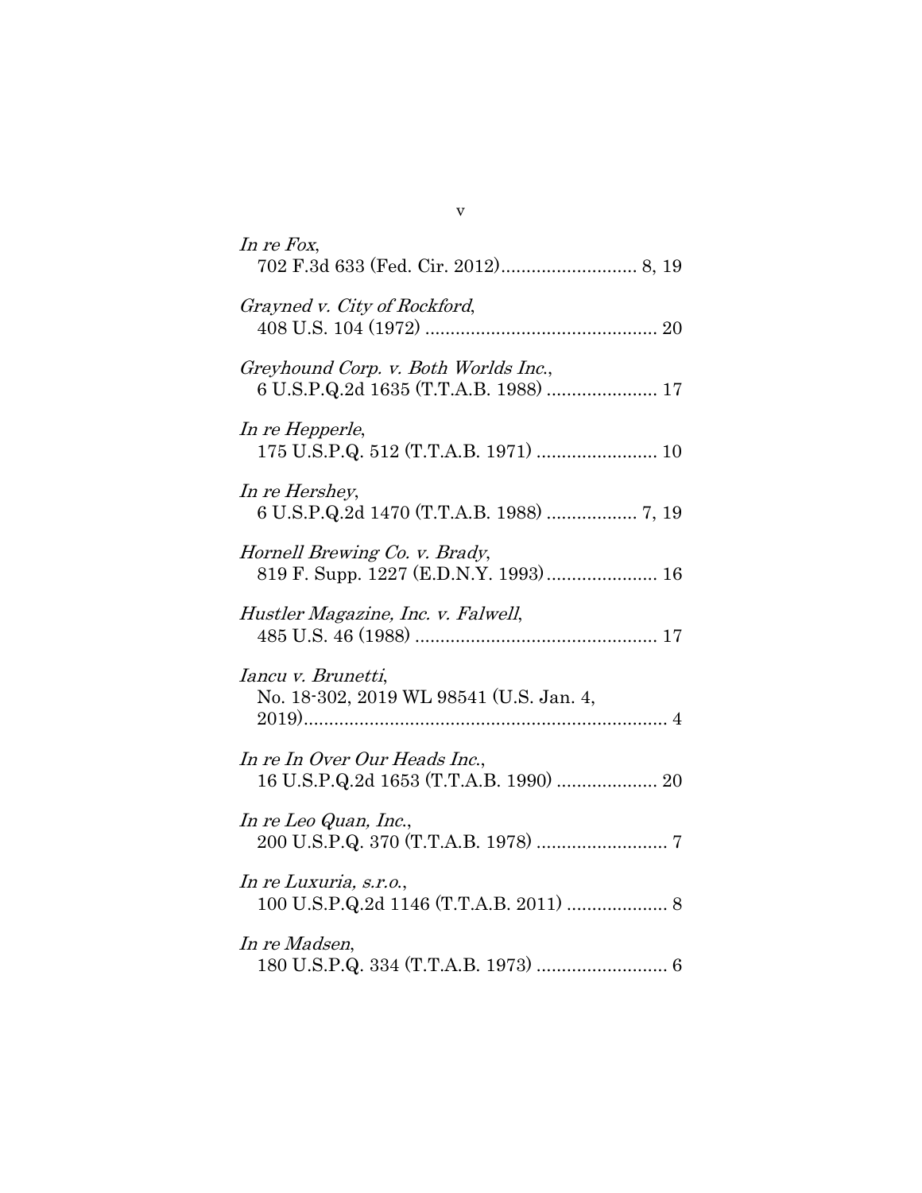*In re Fox*,
702 F.3d 633 (Fed. Cir. 2012)........................... 8, 19

*Grayned v. City of Rockford*,
408 U.S. 104 (1972) ............................................. 20

*Greyhound Corp. v. Both Worlds Inc.*,
6 U.S.P.Q.2d 1635 (T.T.A.B. 1988) ..................... 17

*In re Hepperle*,
175 U.S.P.Q. 512 (T.T.A.B. 1971) ........................ 10

*In re Hershey*,
6 U.S.P.Q.2d 1470 (T.T.A.B. 1988) .................. 7, 19

*Hornell Brewing Co. v. Brady*,
819 F. Supp. 1227 (E.D.N.Y. 1993)...................... 16

*Hustler Magazine, Inc. v. Falwell*,
485 U.S. 46 (1988) ................................................ 17

*Iancu v. Brunetti*,
No. 18-302, 2019 WL 98541 (U.S. Jan. 4,
2019)........................................................................ 4

*In re In Over Our Heads Inc.*,
16 U.S.P.Q.2d 1653 (T.T.A.B. 1990) .................... 20

*In re Leo Quan, Inc.*,
200 U.S.P.Q. 370 (T.T.A.B. 1978) .......................... 7

*In re Luxuria, s.r.o.*,
100 U.S.P.Q.2d 1146 (T.T.A.B. 2011) .................... 8

*In re Madsen*,
180 U.S.P.Q. 334 (T.T.A.B. 1973) .......................... 6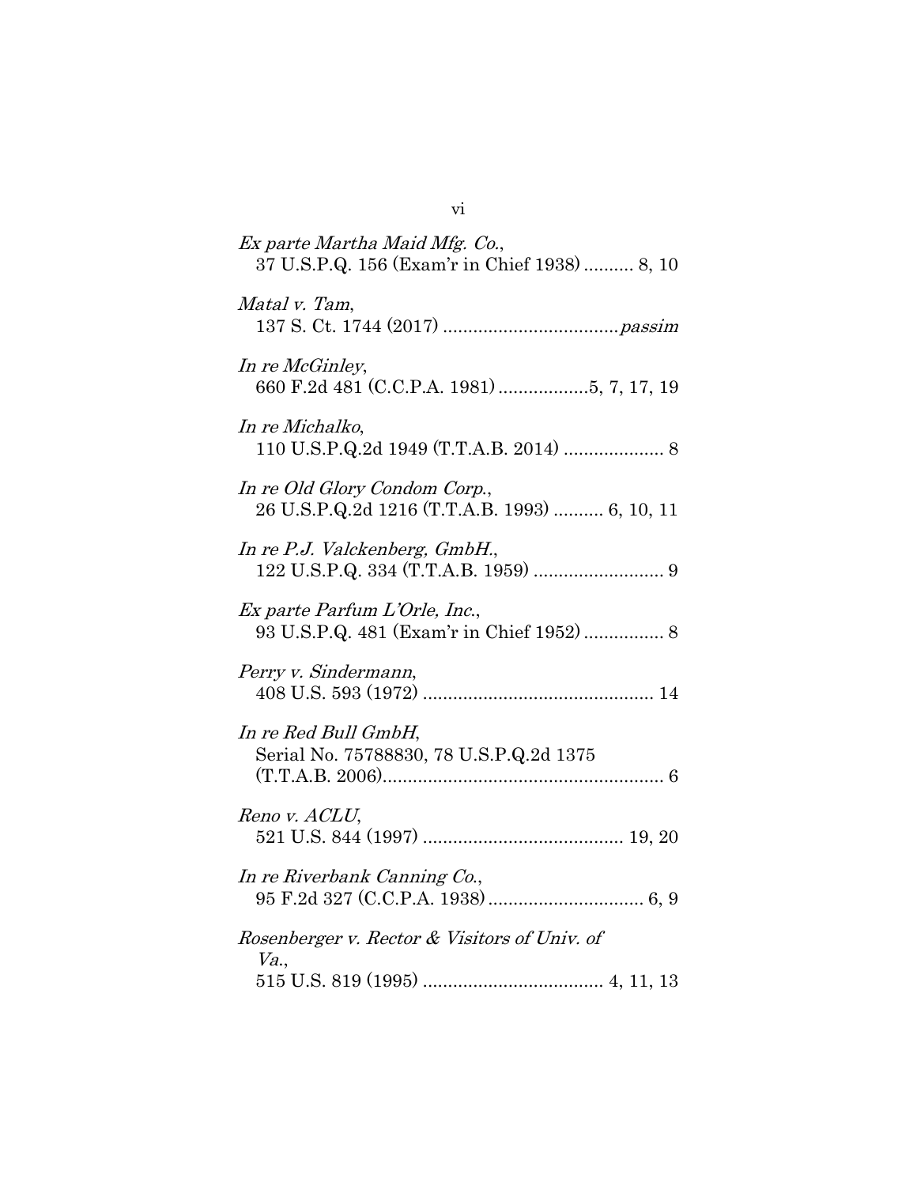*Ex parte Martha Maid Mfg. Co.*,
37 U.S.P.Q. 156 (Exam'r in Chief 1938) .......... 8, 10

*Matal v. Tam*,
137 S. Ct. 1744 (2017) .................................. *passim*

*In re McGinley*,
660 F.2d 481 (C.C.P.A. 1981) .................5, 7, 17, 19

*In re Michalko*,
110 U.S.P.Q.2d 1949 (T.T.A.B. 2014) .................... 8

*In re Old Glory Condom Corp.*,
26 U.S.P.Q.2d 1216 (T.T.A.B. 1993) .......... 6, 10, 11

*In re P.J. Valckenberg, GmbH.*,
122 U.S.P.Q. 334 (T.T.A.B. 1959) .......................... 9

*Ex parte Parfum L'Orle, Inc.*,
93 U.S.P.Q. 481 (Exam'r in Chief 1952) ................ 8

*Perry v. Sindermann*,
408 U.S. 593 (1972) ............................................... 14

*In re Red Bull GmbH*,
Serial No. 75788830, 78 U.S.P.Q.2d 1375
(T.T.A.B. 2006)........................................................ 6

*Reno v. ACLU*,
521 U.S. 844 (1997) ........................................ 19, 20

*In re Riverbank Canning Co.*,
95 F.2d 327 (C.C.P.A. 1938) ............................... 6, 9

*Rosenberger v. Rector & Visitors of Univ. of Va.*,
515 U.S. 819 (1995) .................................... 4, 11, 13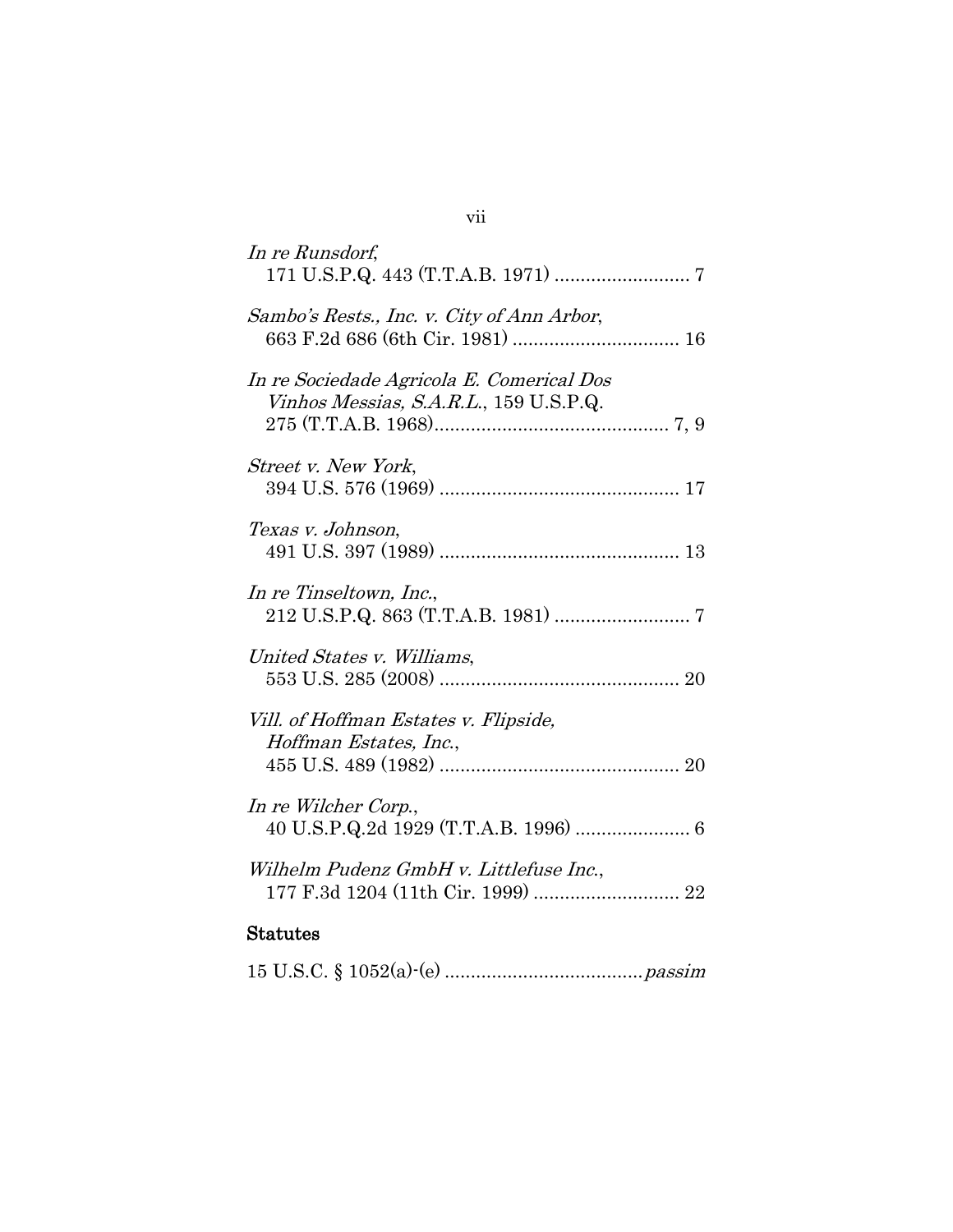*In re Runsdorf*,
171 U.S.P.Q. 443 (T.T.A.B. 1971) .......................... 7

*Sambo's Rests., Inc. v. City of Ann Arbor*,
663 F.2d 686 (6th Cir. 1981) ................................ 16

*In re Sociedade Agricola E. Comerical Dos Vinhos Messias, S.A.R.L.*, 159 U.S.P.Q. 275 (T.T.A.B. 1968)............................................. 7, 9

*Street v. New York*,
394 U.S. 576 (1969) ............................................. 17

*Texas v. Johnson*,
491 U.S. 397 (1989) ............................................. 13

*In re Tinseltown, Inc.*,
212 U.S.P.Q. 863 (T.T.A.B. 1981) .......................... 7

*United States v. Williams*,
553 U.S. 285 (2008) ............................................. 20

*Vill. of Hoffman Estates v. Flipside, Hoffman Estates, Inc.*,
455 U.S. 489 (1982) ............................................. 20

*In re Wilcher Corp.*,
40 U.S.P.Q.2d 1929 (T.T.A.B. 1996) ...................... 6

*Wilhelm Pudenz GmbH v. Littlefuse Inc.*,
177 F.3d 1204 (11th Cir. 1999) ............................ 22

**Statutes**

15 U.S.C. § 1052(a)-(e) ......................................*passim*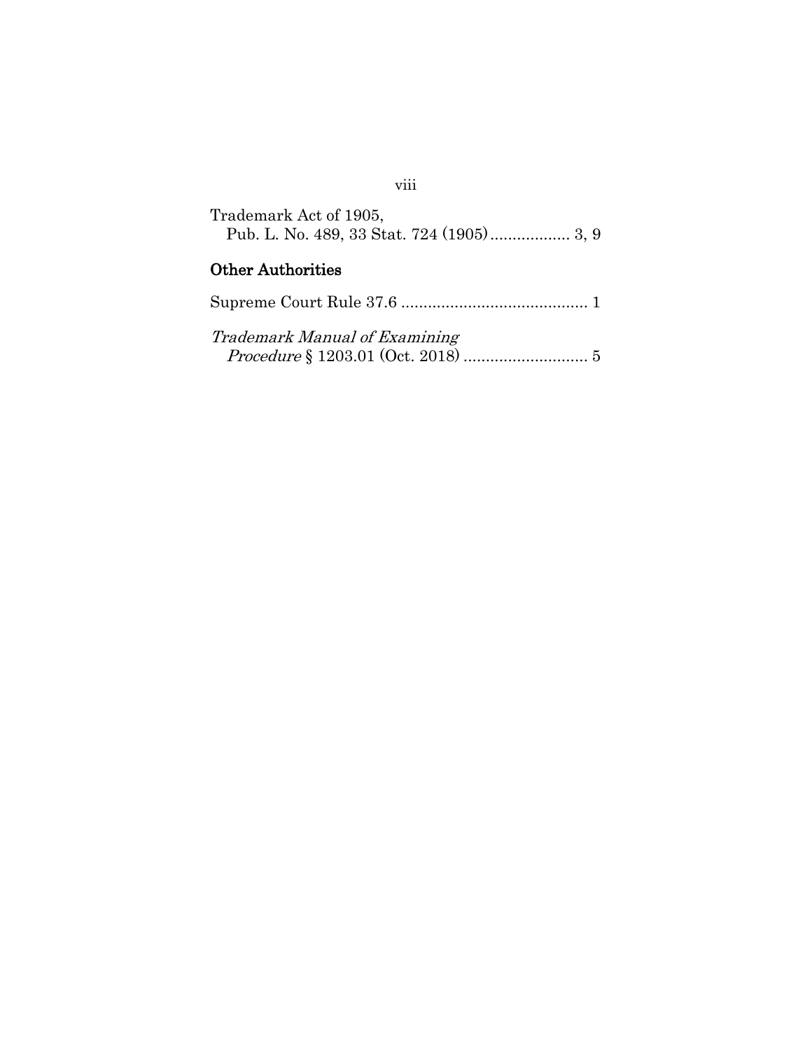Trademark Act of 1905,
Pub. L. No. 489, 33 Stat. 724 (1905) .................. 3, 9

## Other Authorities

Supreme Court Rule 37.6 .......................................... 1

*Trademark Manual of Examining Procedure* § 1203.01 (Oct. 2018) ............................ 5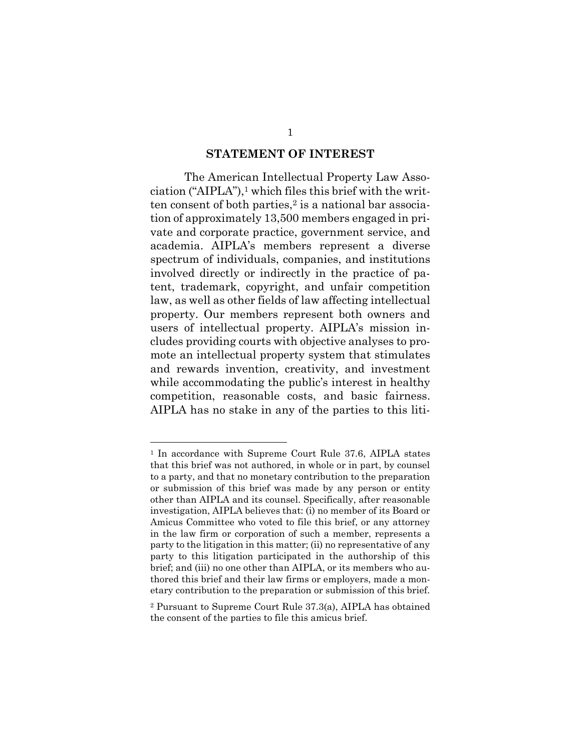## STATEMENT OF INTEREST

The American Intellectual Property Law Association ("AIPLA"),[1] which files this brief with the written consent of both parties,[2] is a national bar association of approximately 13,500 members engaged in private and corporate practice, government service, and academia. AIPLA's members represent a diverse spectrum of individuals, companies, and institutions involved directly or indirectly in the practice of patent, trademark, copyright, and unfair competition law, as well as other fields of law affecting intellectual property. Our members represent both owners and users of intellectual property. AIPLA's mission includes providing courts with objective analyses to promote an intellectual property system that stimulates and rewards invention, creativity, and investment while accommodating the public's interest in healthy competition, reasonable costs, and basic fairness. AIPLA has no stake in any of the parties to this liti-

---

[1] In accordance with Supreme Court Rule 37.6, AIPLA states that this brief was not authored, in whole or in part, by counsel to a party, and that no monetary contribution to the preparation or submission of this brief was made by any person or entity other than AIPLA and its counsel. Specifically, after reasonable investigation, AIPLA believes that: (i) no member of its Board or Amicus Committee who voted to file this brief, or any attorney in the law firm or corporation of such a member, represents a party to the litigation in this matter; (ii) no representative of any party to this litigation participated in the authorship of this brief; and (iii) no one other than AIPLA, or its members who authored this brief and their law firms or employers, made a monetary contribution to the preparation or submission of this brief.

[2] Pursuant to Supreme Court Rule 37.3(a), AIPLA has obtained the consent of the parties to file this amicus brief.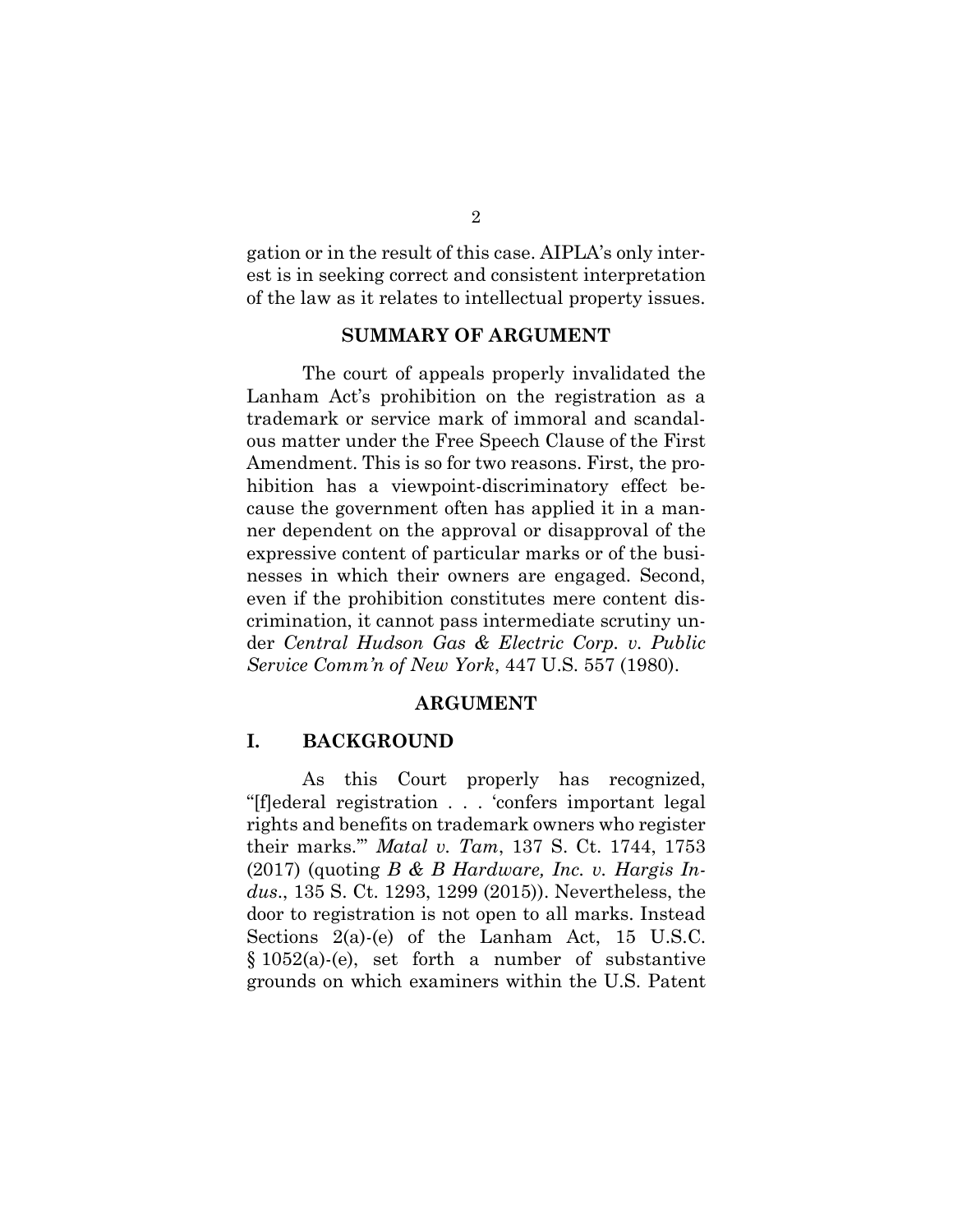gation or in the result of this case. AIPLA's only interest is in seeking correct and consistent interpretation of the law as it relates to intellectual property issues.

## SUMMARY OF ARGUMENT

The court of appeals properly invalidated the Lanham Act's prohibition on the registration as a trademark or service mark of immoral and scandalous matter under the Free Speech Clause of the First Amendment. This is so for two reasons. First, the prohibition has a viewpoint-discriminatory effect because the government often has applied it in a manner dependent on the approval or disapproval of the expressive content of particular marks or of the businesses in which their owners are engaged. Second, even if the prohibition constitutes mere content discrimination, it cannot pass intermediate scrutiny under *Central Hudson Gas & Electric Corp. v. Public Service Comm'n of New York*, 447 U.S. 557 (1980).

## ARGUMENT

### I. BACKGROUND

As this Court properly has recognized, "[f]ederal registration . . . 'confers important legal rights and benefits on trademark owners who register their marks.'" *Matal v. Tam*, 137 S. Ct. 1744, 1753 (2017) (quoting *B & B Hardware, Inc. v. Hargis Indus.*, 135 S. Ct. 1293, 1299 (2015)). Nevertheless, the door to registration is not open to all marks. Instead Sections 2(a)-(e) of the Lanham Act, 15 U.S.C. § 1052(a)-(e), set forth a number of substantive grounds on which examiners within the U.S. Patent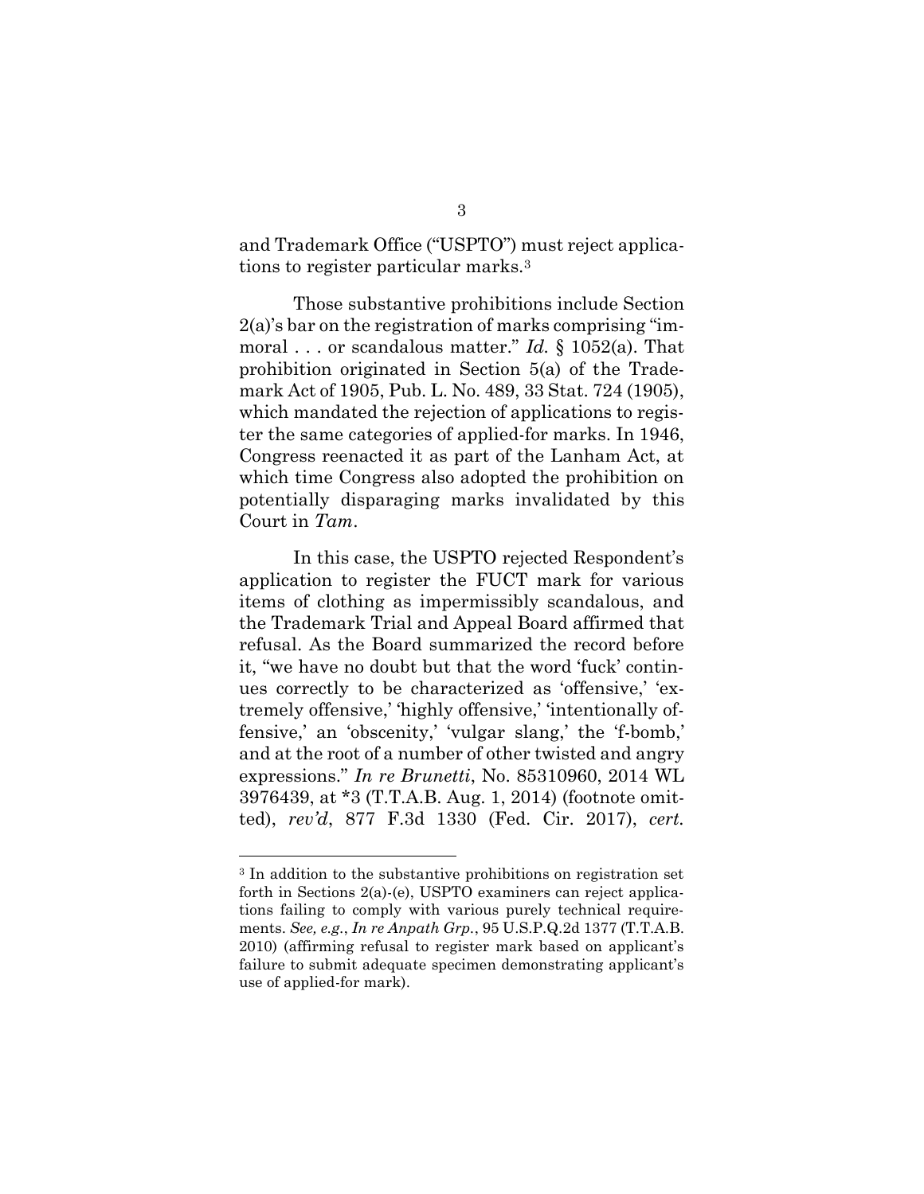and Trademark Office ("USPTO") must reject applications to register particular marks.[3]

Those substantive prohibitions include Section 2(a)'s bar on the registration of marks comprising "immoral . . . or scandalous matter." *Id.* § 1052(a). That prohibition originated in Section 5(a) of the Trademark Act of 1905, Pub. L. No. 489, 33 Stat. 724 (1905), which mandated the rejection of applications to register the same categories of applied-for marks. In 1946, Congress reenacted it as part of the Lanham Act, at which time Congress also adopted the prohibition on potentially disparaging marks invalidated by this Court in *Tam*.

In this case, the USPTO rejected Respondent's application to register the FUCT mark for various items of clothing as impermissibly scandalous, and the Trademark Trial and Appeal Board affirmed that refusal. As the Board summarized the record before it, "we have no doubt but that the word 'fuck' continues correctly to be characterized as 'offensive,' 'extremely offensive,' 'highly offensive,' 'intentionally offensive,' an 'obscenity,' 'vulgar slang,' the 'f-bomb,' and at the root of a number of other twisted and angry expressions." *In re Brunetti*, No. 85310960, 2014 WL 3976439, at *3 (T.T.A.B. Aug. 1, 2014) (footnote omitted), *rev'd*, 877 F.3d 1330 (Fed. Cir. 2017), *cert.*

---

[3] In addition to the substantive prohibitions on registration set forth in Sections 2(a)-(e), USPTO examiners can reject applications failing to comply with various purely technical requirements. *See, e.g.*, *In re Anpath Grp.*, 95 U.S.P.Q.2d 1377 (T.T.A.B. 2010) (affirming refusal to register mark based on applicant's failure to submit adequate specimen demonstrating applicant's use of applied-for mark).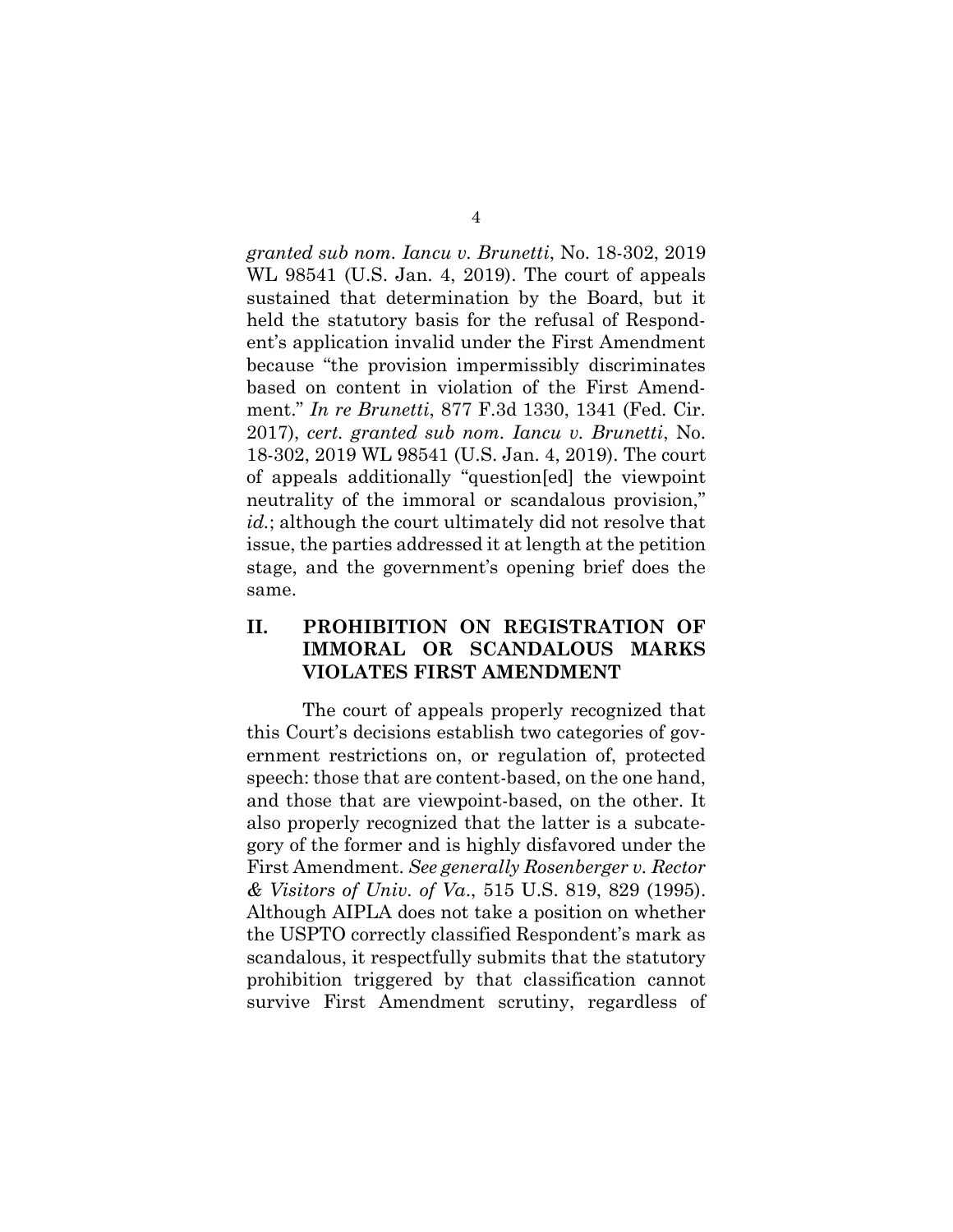*granted sub nom. Iancu v. Brunetti*, No. 18-302, 2019 WL 98541 (U.S. Jan. 4, 2019). The court of appeals sustained that determination by the Board, but it held the statutory basis for the refusal of Respondent's application invalid under the First Amendment because "the provision impermissibly discriminates based on content in violation of the First Amendment." *In re Brunetti*, 877 F.3d 1330, 1341 (Fed. Cir. 2017), *cert. granted sub nom. Iancu v. Brunetti*, No. 18-302, 2019 WL 98541 (U.S. Jan. 4, 2019). The court of appeals additionally "question[ed] the viewpoint neutrality of the immoral or scandalous provision," *id.*; although the court ultimately did not resolve that issue, the parties addressed it at length at the petition stage, and the government's opening brief does the same.

## II. PROHIBITION ON REGISTRATION OF IMMORAL OR SCANDALOUS MARKS VIOLATES FIRST AMENDMENT

The court of appeals properly recognized that this Court's decisions establish two categories of government restrictions on, or regulation of, protected speech: those that are content-based, on the one hand, and those that are viewpoint-based, on the other. It also properly recognized that the latter is a subcategory of the former and is highly disfavored under the First Amendment. *See generally Rosenberger v. Rector & Visitors of Univ. of Va.*, 515 U.S. 819, 829 (1995). Although AIPLA does not take a position on whether the USPTO correctly classified Respondent's mark as scandalous, it respectfully submits that the statutory prohibition triggered by that classification cannot survive First Amendment scrutiny, regardless of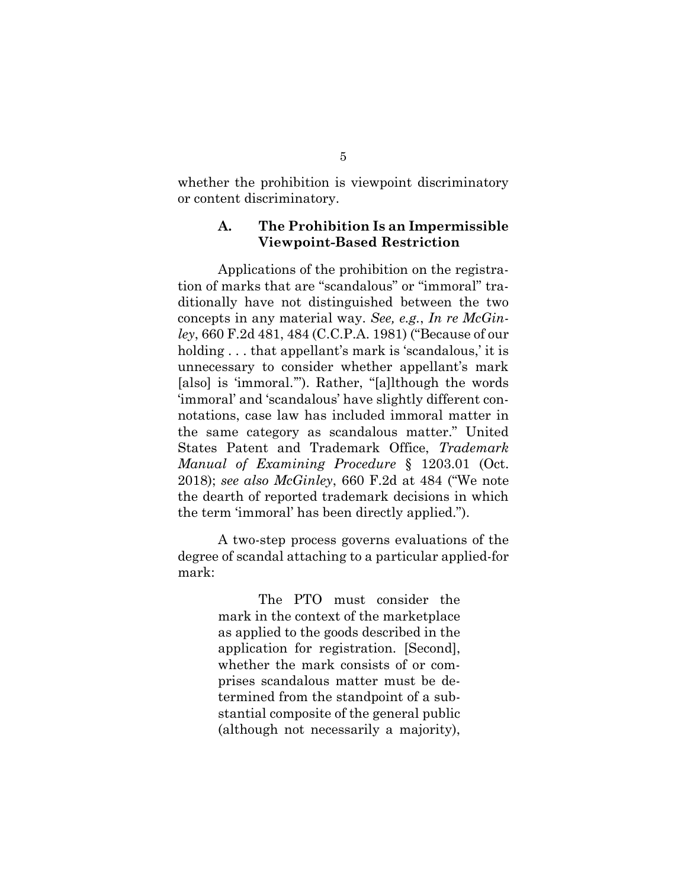whether the prohibition is viewpoint discriminatory or content discriminatory.

### A. The Prohibition Is an Impermissible Viewpoint-Based Restriction

Applications of the prohibition on the registration of marks that are "scandalous" or "immoral" traditionally have not distinguished between the two concepts in any material way. *See, e.g.*, *In re McGinley*, 660 F.2d 481, 484 (C.C.P.A. 1981) ("Because of our holding . . . that appellant's mark is 'scandalous,' it is unnecessary to consider whether appellant's mark [also] is 'immoral.'"). Rather, "[a]lthough the words 'immoral' and 'scandalous' have slightly different connotations, case law has included immoral matter in the same category as scandalous matter." United States Patent and Trademark Office, *Trademark Manual of Examining Procedure* § 1203.01 (Oct. 2018); *see also McGinley*, 660 F.2d at 484 ("We note the dearth of reported trademark decisions in which the term 'immoral' has been directly applied.").

A two-step process governs evaluations of the degree of scandal attaching to a particular applied-for mark:

> The PTO must consider the mark in the context of the marketplace as applied to the goods described in the application for registration. [Second], whether the mark consists of or comprises scandalous matter must be determined from the standpoint of a substantial composite of the general public (although not necessarily a majority),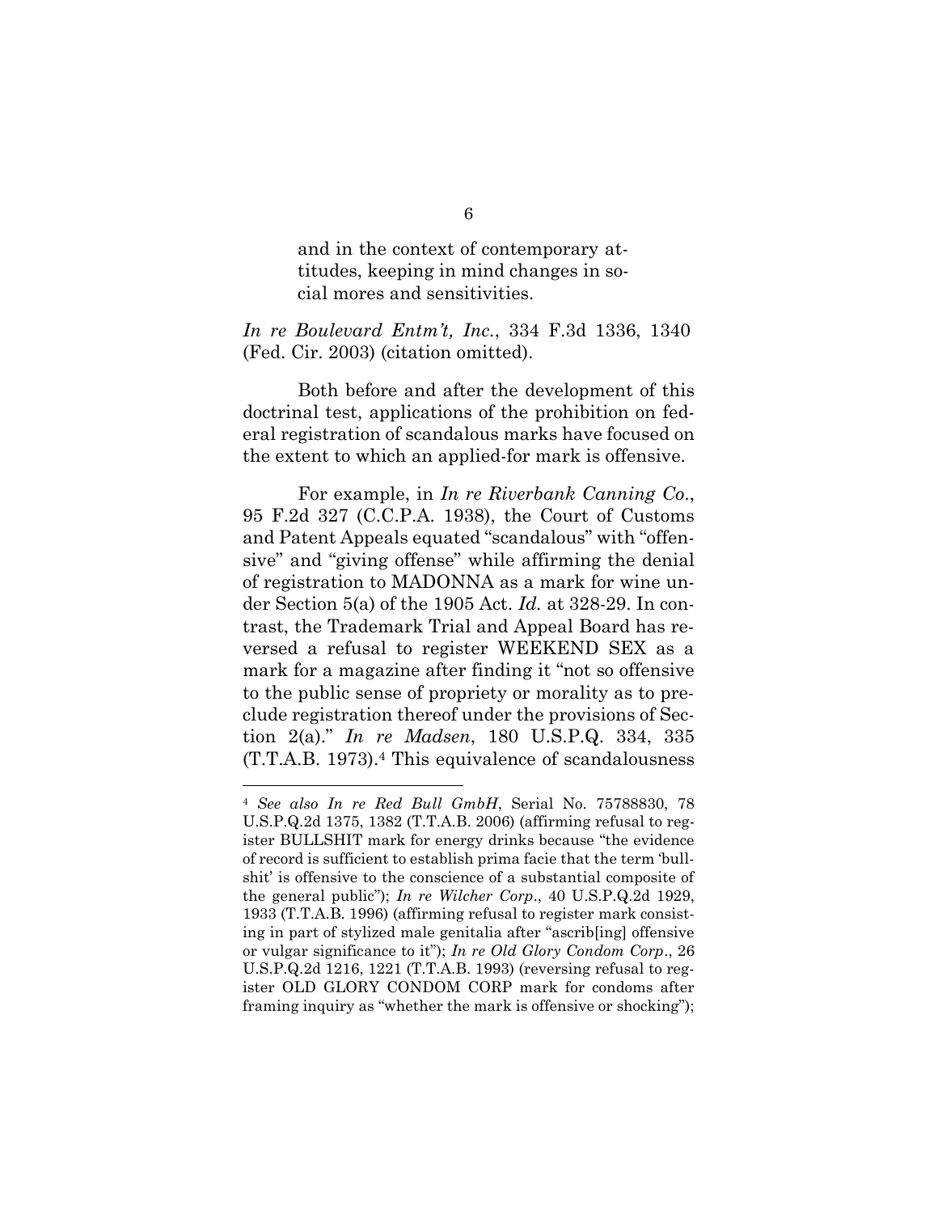> and in the context of contemporary attitudes, keeping in mind changes in social mores and sensitivities.

*In re Boulevard Entm't, Inc.*, 334 F.3d 1336, 1340 (Fed. Cir. 2003) (citation omitted).

Both before and after the development of this doctrinal test, applications of the prohibition on federal registration of scandalous marks have focused on the extent to which an applied-for mark is offensive.

For example, in *In re Riverbank Canning Co.*, 95 F.2d 327 (C.C.P.A. 1938), the Court of Customs and Patent Appeals equated "scandalous" with "offensive" and "giving offense" while affirming the denial of registration to MADONNA as a mark for wine under Section 5(a) of the 1905 Act. *Id.* at 328-29. In contrast, the Trademark Trial and Appeal Board has reversed a refusal to register WEEKEND SEX as a mark for a magazine after finding it "not so offensive to the public sense of propriety or morality as to preclude registration thereof under the provisions of Section 2(a)." *In re Madsen*, 180 U.S.P.Q. 334, 335 (T.T.A.B. 1973).[4] This equivalence of scandalousness

---

[4] *See also In re Red Bull GmbH*, Serial No. 75788830, 78 U.S.P.Q.2d 1375, 1382 (T.T.A.B. 2006) (affirming refusal to register BULLSHIT mark for energy drinks because "the evidence of record is sufficient to establish prima facie that the term 'bullshit' is offensive to the conscience of a substantial composite of the general public"); *In re Wilcher Corp.*, 40 U.S.P.Q.2d 1929, 1933 (T.T.A.B. 1996) (affirming refusal to register mark consisting in part of stylized male genitalia after "ascrib[ing] offensive or vulgar significance to it"); *In re Old Glory Condom Corp.*, 26 U.S.P.Q.2d 1216, 1221 (T.T.A.B. 1993) (reversing refusal to register OLD GLORY CONDOM CORP mark for condoms after framing inquiry as "whether the mark is offensive or shocking");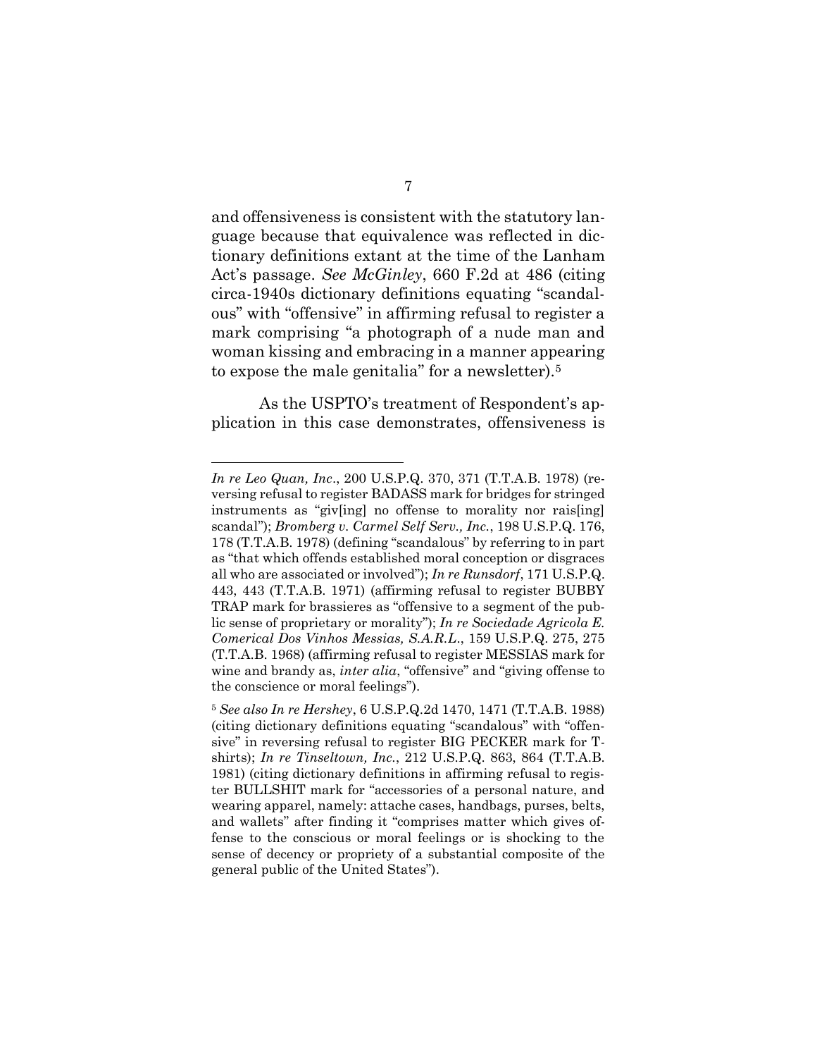and offensiveness is consistent with the statutory language because that equivalence was reflected in dictionary definitions extant at the time of the Lanham Act's passage. *See McGinley*, 660 F.2d at 486 (citing circa-1940s dictionary definitions equating "scandalous" with "offensive" in affirming refusal to register a mark comprising "a photograph of a nude man and woman kissing and embracing in a manner appearing to expose the male genitalia" for a newsletter).[5]

As the USPTO's treatment of Respondent's application in this case demonstrates, offensiveness is

---

*In re Leo Quan, Inc*., 200 U.S.P.Q. 370, 371 (T.T.A.B. 1978) (reversing refusal to register BADASS mark for bridges for stringed instruments as "giv[ing] no offense to morality nor rais[ing] scandal"); *Bromberg v. Carmel Self Serv., Inc.*, 198 U.S.P.Q. 176, 178 (T.T.A.B. 1978) (defining "scandalous" by referring to in part as "that which offends established moral conception or disgraces all who are associated or involved"); *In re Runsdorf*, 171 U.S.P.Q. 443, 443 (T.T.A.B. 1971) (affirming refusal to register BUBBY TRAP mark for brassieres as "offensive to a segment of the public sense of proprietary or morality"); *In re Sociedade Agricola E. Comerical Dos Vinhos Messias, S.A.R.L.*, 159 U.S.P.Q. 275, 275 (T.T.A.B. 1968) (affirming refusal to register MESSIAS mark for wine and brandy as, *inter alia*, "offensive" and "giving offense to the conscience or moral feelings").

[5] *See also In re Hershey*, 6 U.S.P.Q.2d 1470, 1471 (T.T.A.B. 1988) (citing dictionary definitions equating "scandalous" with "offensive" in reversing refusal to register BIG PECKER mark for T-shirts); *In re Tinseltown, Inc.*, 212 U.S.P.Q. 863, 864 (T.T.A.B. 1981) (citing dictionary definitions in affirming refusal to register BULLSHIT mark for "accessories of a personal nature, and wearing apparel, namely: attache cases, handbags, purses, belts, and wallets" after finding it "comprises matter which gives offense to the conscious or moral feelings or is shocking to the sense of decency or propriety of a substantial composite of the general public of the United States").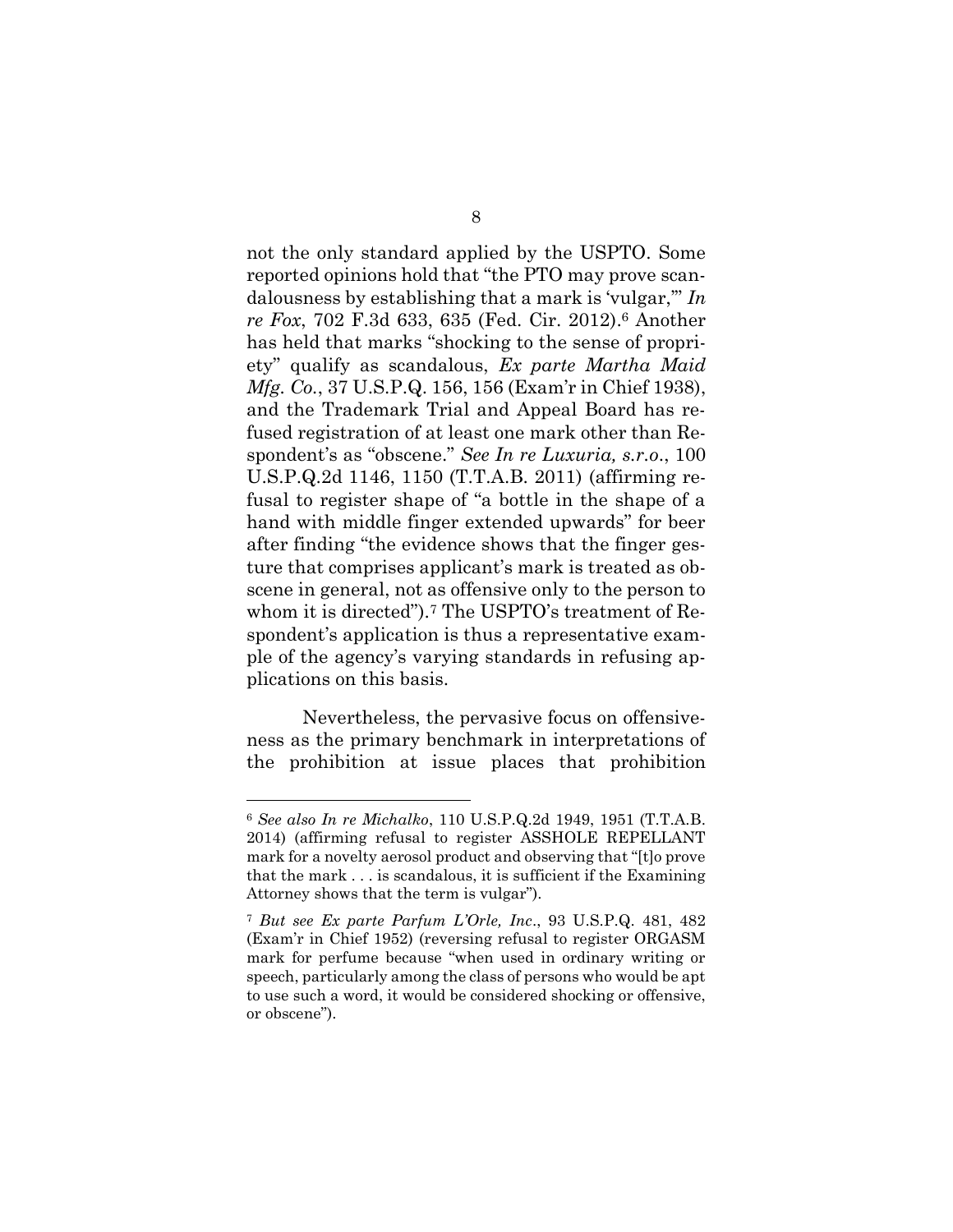not the only standard applied by the USPTO. Some reported opinions hold that "the PTO may prove scandalousness by establishing that a mark is 'vulgar,'" *In re Fox*, 702 F.3d 633, 635 (Fed. Cir. 2012).[6] Another has held that marks "shocking to the sense of propriety" qualify as scandalous, *Ex parte Martha Maid Mfg. Co.*, 37 U.S.P.Q. 156, 156 (Exam'r in Chief 1938), and the Trademark Trial and Appeal Board has refused registration of at least one mark other than Respondent's as "obscene." *See In re Luxuria, s.r.o.*, 100 U.S.P.Q.2d 1146, 1150 (T.T.A.B. 2011) (affirming refusal to register shape of "a bottle in the shape of a hand with middle finger extended upwards" for beer after finding "the evidence shows that the finger gesture that comprises applicant's mark is treated as obscene in general, not as offensive only to the person to whom it is directed").[7] The USPTO's treatment of Respondent's application is thus a representative example of the agency's varying standards in refusing applications on this basis.

Nevertheless, the pervasive focus on offensiveness as the primary benchmark in interpretations of the prohibition at issue places that prohibition

---

[6] *See also In re Michalko*, 110 U.S.P.Q.2d 1949, 1951 (T.T.A.B. 2014) (affirming refusal to register ASSHOLE REPELLANT mark for a novelty aerosol product and observing that "[t]o prove that the mark . . . is scandalous, it is sufficient if the Examining Attorney shows that the term is vulgar").

[7] *But see Ex parte Parfum L'Orle, Inc.*, 93 U.S.P.Q. 481, 482 (Exam'r in Chief 1952) (reversing refusal to register ORGASM mark for perfume because "when used in ordinary writing or speech, particularly among the class of persons who would be apt to use such a word, it would be considered shocking or offensive, or obscene").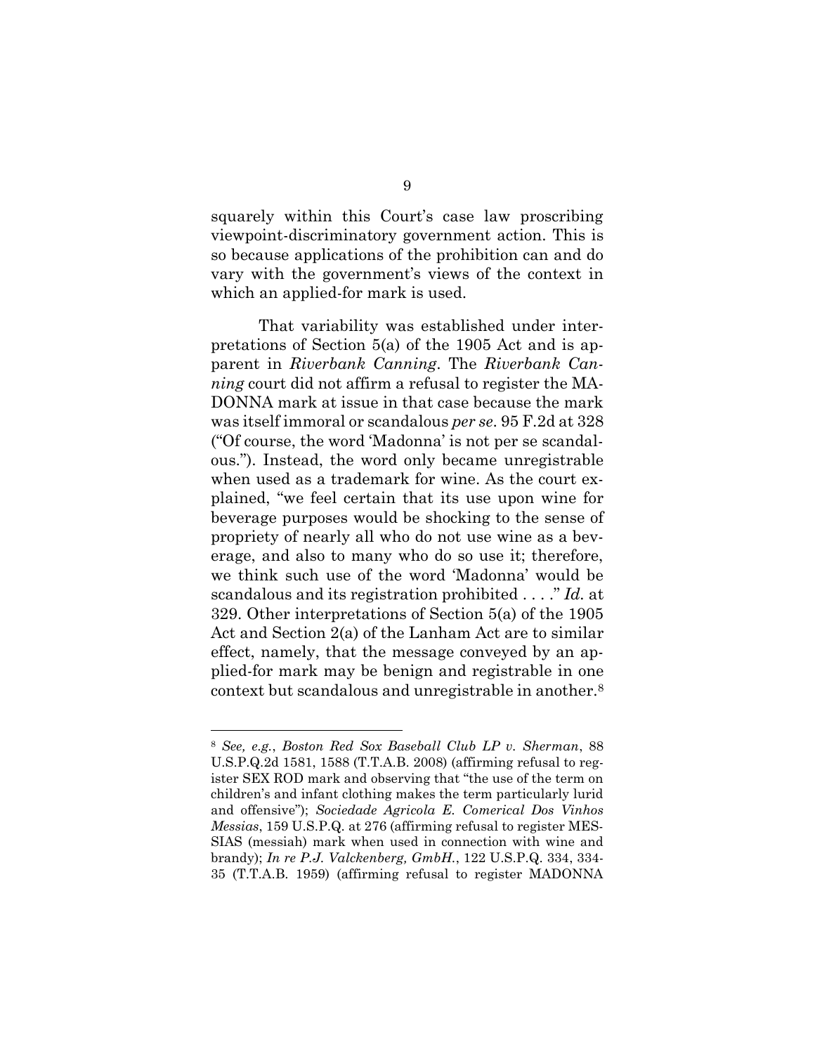squarely within this Court's case law proscribing viewpoint-discriminatory government action. This is so because applications of the prohibition can and do vary with the government's views of the context in which an applied-for mark is used.

That variability was established under interpretations of Section 5(a) of the 1905 Act and is apparent in *Riverbank Canning*. The *Riverbank Canning* court did not affirm a refusal to register the MADONNA mark at issue in that case because the mark was itself immoral or scandalous *per se*. 95 F.2d at 328 ("Of course, the word 'Madonna' is not per se scandalous."). Instead, the word only became unregistrable when used as a trademark for wine. As the court explained, "we feel certain that its use upon wine for beverage purposes would be shocking to the sense of propriety of nearly all who do not use wine as a beverage, and also to many who do so use it; therefore, we think such use of the word 'Madonna' would be scandalous and its registration prohibited . . . ." *Id.* at 329. Other interpretations of Section 5(a) of the 1905 Act and Section 2(a) of the Lanham Act are to similar effect, namely, that the message conveyed by an applied-for mark may be benign and registrable in one context but scandalous and unregistrable in another.[8]

---

[8] *See, e.g.*, *Boston Red Sox Baseball Club LP v. Sherman*, 88 U.S.P.Q.2d 1581, 1588 (T.T.A.B. 2008) (affirming refusal to register SEX ROD mark and observing that "the use of the term on children's and infant clothing makes the term particularly lurid and offensive"); *Sociedade Agricola E. Comerical Dos Vinhos Messias*, 159 U.S.P.Q. at 276 (affirming refusal to register MESSIAS (messiah) mark when used in connection with wine and brandy); *In re P.J. Valckenberg, GmbH.*, 122 U.S.P.Q. 334, 334-35 (T.T.A.B. 1959) (affirming refusal to register MADONNA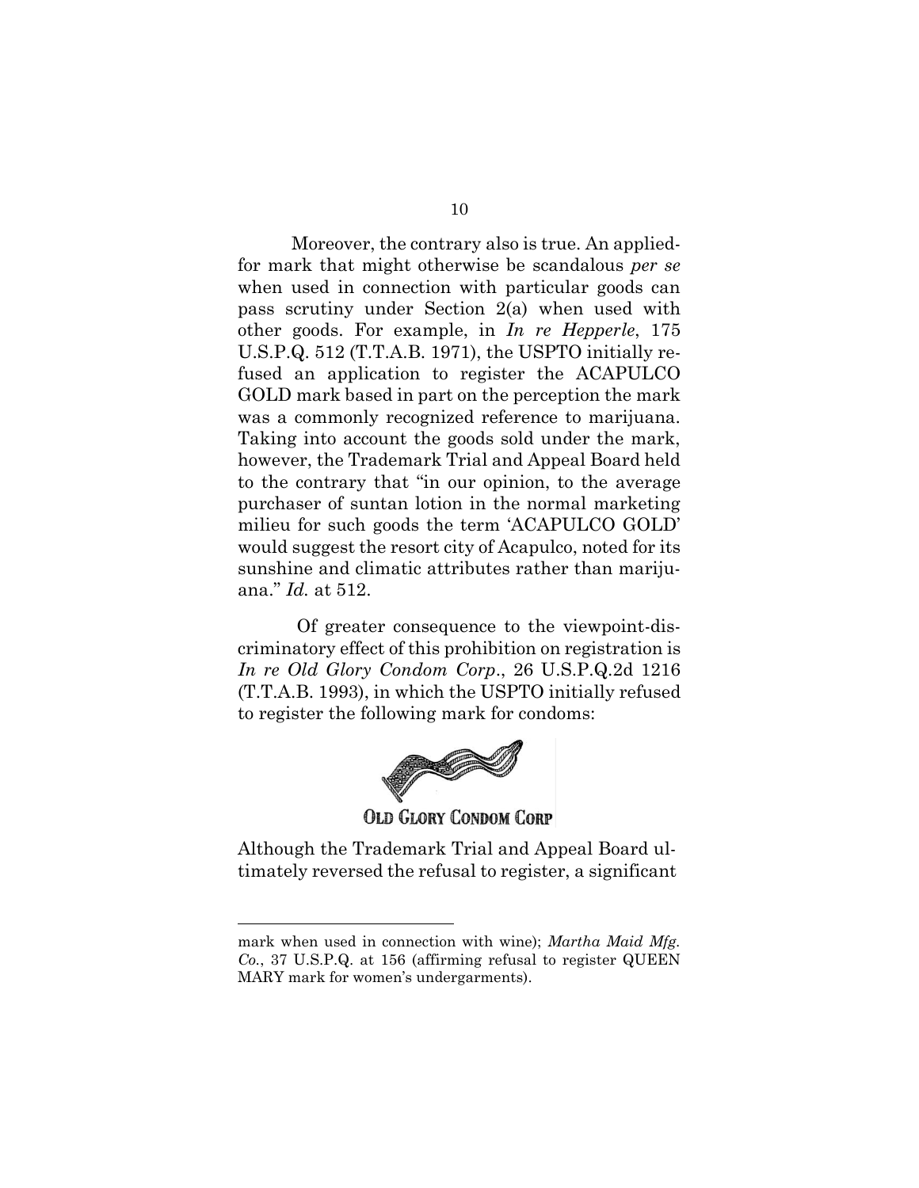Moreover, the contrary also is true. An applied-for mark that might otherwise be scandalous *per se* when used in connection with particular goods can pass scrutiny under Section 2(a) when used with other goods. For example, in *In re Hepperle*, 175 U.S.P.Q. 512 (T.T.A.B. 1971), the USPTO initially refused an application to register the ACAPULCO GOLD mark based in part on the perception the mark was a commonly recognized reference to marijuana. Taking into account the goods sold under the mark, however, the Trademark Trial and Appeal Board held to the contrary that "in our opinion, to the average purchaser of suntan lotion in the normal marketing milieu for such goods the term 'ACAPULCO GOLD' would suggest the resort city of Acapulco, noted for its sunshine and climatic attributes rather than marijuana." *Id.* at 512.

Of greater consequence to the viewpoint-discriminatory effect of this prohibition on registration is *In re Old Glory Condom Corp*., 26 U.S.P.Q.2d 1216 (T.T.A.B. 1993), in which the USPTO initially refused to register the following mark for condoms:

OLD GLORY CONDOM CORP

Although the Trademark Trial and Appeal Board ultimately reversed the refusal to register, a significant

---

mark when used in connection with wine); *Martha Maid Mfg. Co.*, 37 U.S.P.Q. at 156 (affirming refusal to register QUEEN MARY mark for women's undergarments).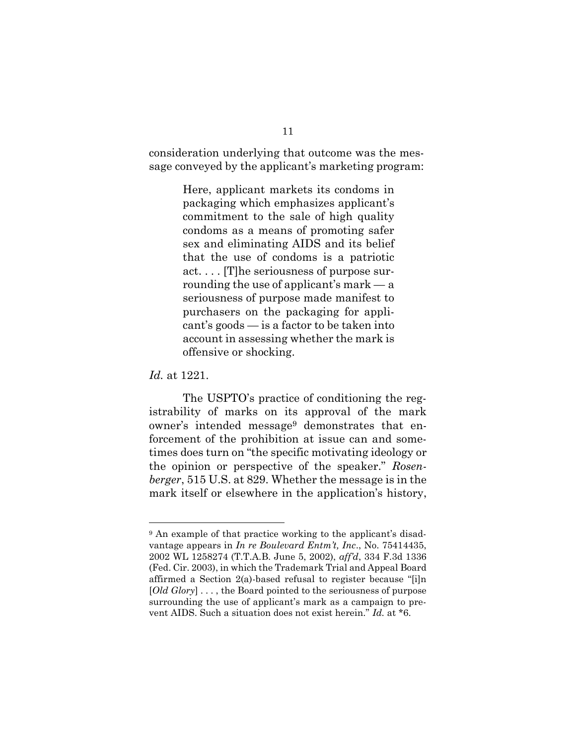consideration underlying that outcome was the message conveyed by the applicant's marketing program:

> Here, applicant markets its condoms in packaging which emphasizes applicant's commitment to the sale of high quality condoms as a means of promoting safer sex and eliminating AIDS and its belief that the use of condoms is a patriotic act. . . . [T]he seriousness of purpose surrounding the use of applicant's mark — a seriousness of purpose made manifest to purchasers on the packaging for applicant's goods — is a factor to be taken into account in assessing whether the mark is offensive or shocking.

*Id.* at 1221.

The USPTO's practice of conditioning the registrability of marks on its approval of the mark owner's intended message[9] demonstrates that enforcement of the prohibition at issue can and sometimes does turn on "the specific motivating ideology or the opinion or perspective of the speaker." *Rosenberger*, 515 U.S. at 829. Whether the message is in the mark itself or elsewhere in the application's history,

---

[9] An example of that practice working to the applicant's disadvantage appears in *In re Boulevard Entm't, Inc*., No. 75414435, 2002 WL 1258274 (T.T.A.B. June 5, 2002), *aff'd*, 334 F.3d 1336 (Fed. Cir. 2003), in which the Trademark Trial and Appeal Board affirmed a Section 2(a)-based refusal to register because "[i]n [*Old Glory*] . . . , the Board pointed to the seriousness of purpose surrounding the use of applicant's mark as a campaign to prevent AIDS. Such a situation does not exist herein." *Id.* at *6.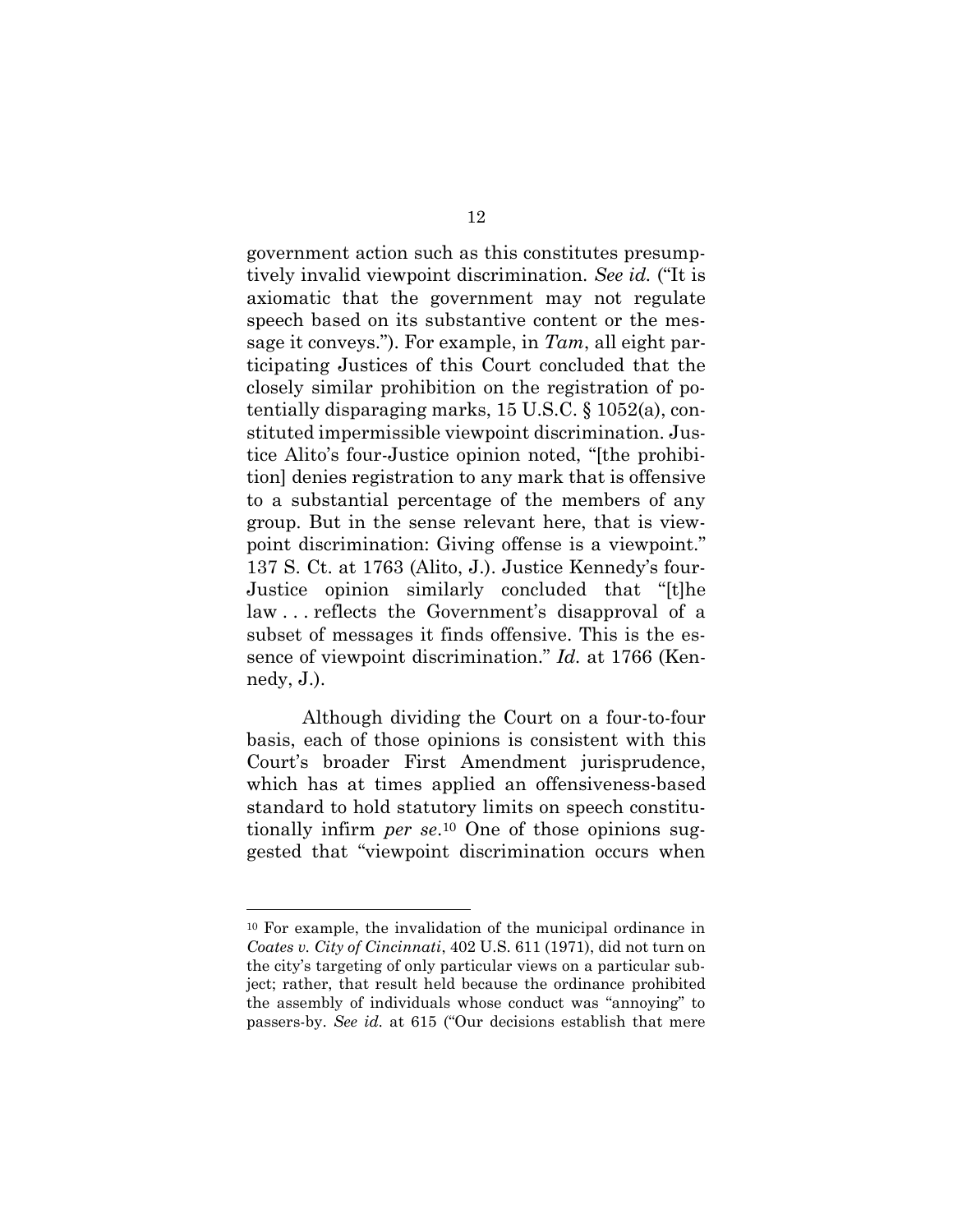government action such as this constitutes presumptively invalid viewpoint discrimination. *See id.* ("It is axiomatic that the government may not regulate speech based on its substantive content or the message it conveys."). For example, in *Tam*, all eight participating Justices of this Court concluded that the closely similar prohibition on the registration of potentially disparaging marks, 15 U.S.C. § 1052(a), constituted impermissible viewpoint discrimination. Justice Alito's four-Justice opinion noted, "[the prohibition] denies registration to any mark that is offensive to a substantial percentage of the members of any group. But in the sense relevant here, that is viewpoint discrimination: Giving offense is a viewpoint." 137 S. Ct. at 1763 (Alito, J.). Justice Kennedy's four-Justice opinion similarly concluded that "[t]he law . . . reflects the Government's disapproval of a subset of messages it finds offensive. This is the essence of viewpoint discrimination." *Id.* at 1766 (Kennedy, J.).

Although dividing the Court on a four-to-four basis, each of those opinions is consistent with this Court's broader First Amendment jurisprudence, which has at times applied an offensiveness-based standard to hold statutory limits on speech constitutionally infirm *per se*.[10] One of those opinions suggested that "viewpoint discrimination occurs when

[10] For example, the invalidation of the municipal ordinance in *Coates v. City of Cincinnati*, 402 U.S. 611 (1971), did not turn on the city's targeting of only particular views on a particular subject; rather, that result held because the ordinance prohibited the assembly of individuals whose conduct was "annoying" to passers-by. *See id.* at 615 ("Our decisions establish that mere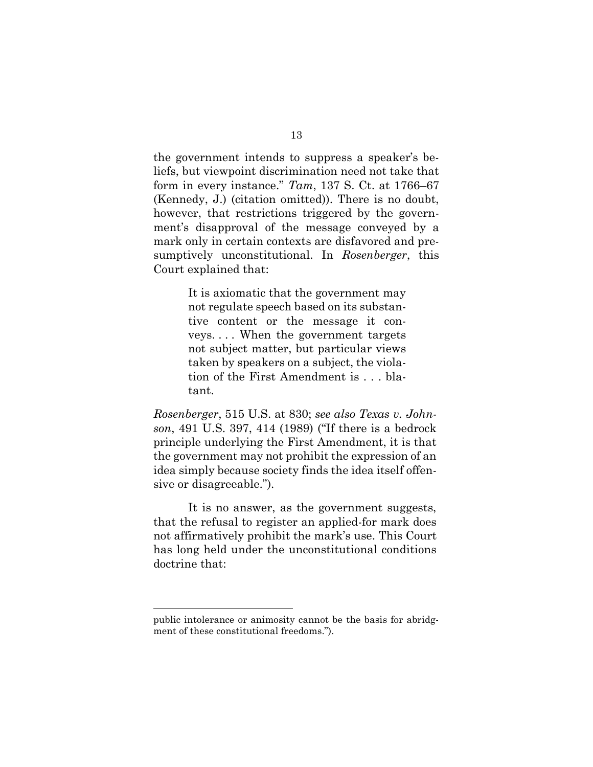the government intends to suppress a speaker's beliefs, but viewpoint discrimination need not take that form in every instance." *Tam*, 137 S. Ct. at 1766–67 (Kennedy, J.) (citation omitted)). There is no doubt, however, that restrictions triggered by the government's disapproval of the message conveyed by a mark only in certain contexts are disfavored and presumptively unconstitutional. In *Rosenberger*, this Court explained that:

> It is axiomatic that the government may not regulate speech based on its substantive content or the message it conveys. . . . When the government targets not subject matter, but particular views taken by speakers on a subject, the violation of the First Amendment is . . . blatant.

*Rosenberger*, 515 U.S. at 830; *see also Texas v. Johnson*, 491 U.S. 397, 414 (1989) ("If there is a bedrock principle underlying the First Amendment, it is that the government may not prohibit the expression of an idea simply because society finds the idea itself offensive or disagreeable.").

It is no answer, as the government suggests, that the refusal to register an applied-for mark does not affirmatively prohibit the mark's use. This Court has long held under the unconstitutional conditions doctrine that:

---

public intolerance or animosity cannot be the basis for abridgment of these constitutional freedoms.").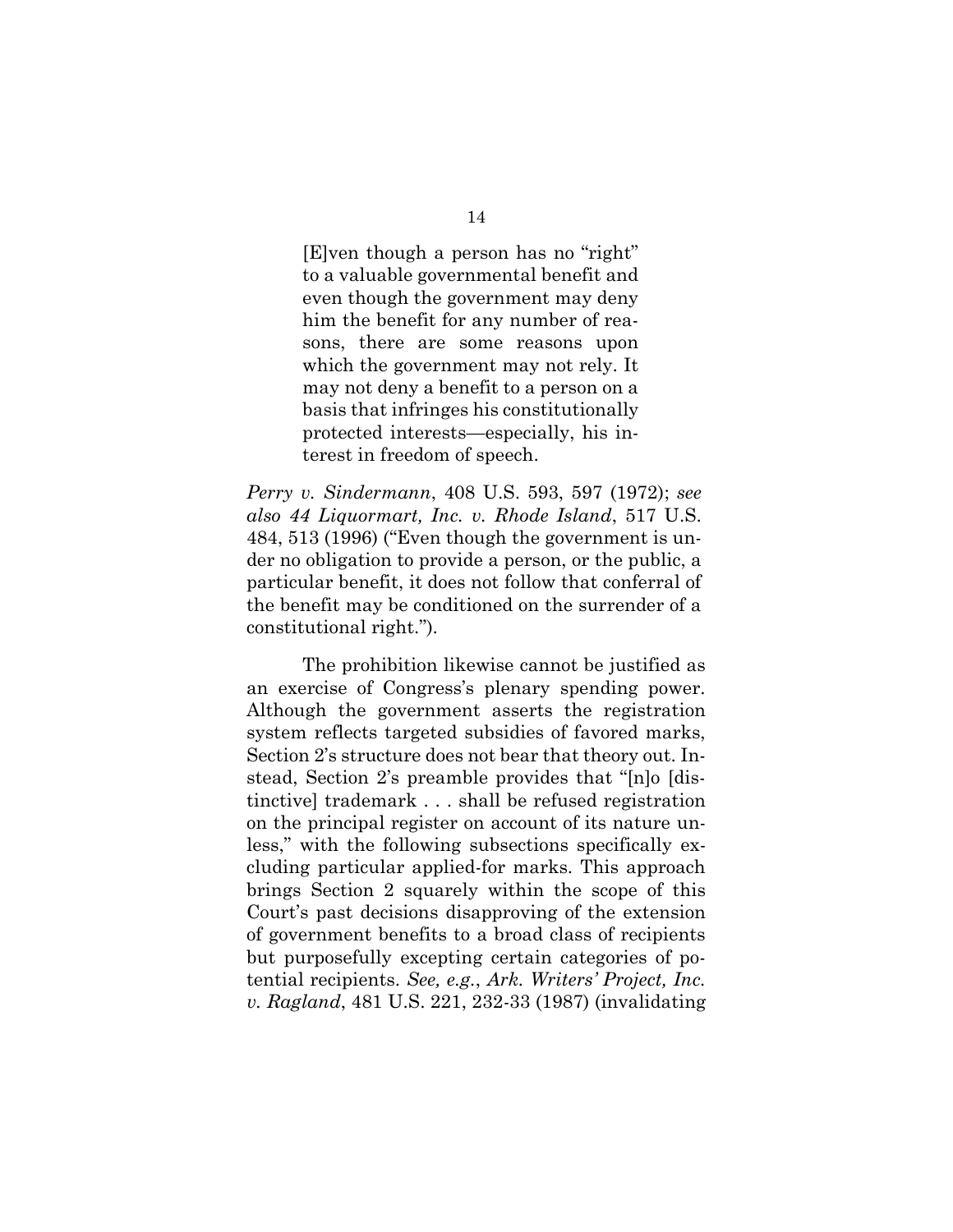> [E]ven though a person has no "right" to a valuable governmental benefit and even though the government may deny him the benefit for any number of reasons, there are some reasons upon which the government may not rely. It may not deny a benefit to a person on a basis that infringes his constitutionally protected interests—especially, his interest in freedom of speech.

*Perry v. Sindermann*, 408 U.S. 593, 597 (1972); *see also 44 Liquormart, Inc. v. Rhode Island*, 517 U.S. 484, 513 (1996) ("Even though the government is under no obligation to provide a person, or the public, a particular benefit, it does not follow that conferral of the benefit may be conditioned on the surrender of a constitutional right.").

The prohibition likewise cannot be justified as an exercise of Congress's plenary spending power. Although the government asserts the registration system reflects targeted subsidies of favored marks, Section 2's structure does not bear that theory out. Instead, Section 2's preamble provides that "[n]o [distinctive] trademark . . . shall be refused registration on the principal register on account of its nature unless," with the following subsections specifically excluding particular applied-for marks. This approach brings Section 2 squarely within the scope of this Court's past decisions disapproving of the extension of government benefits to a broad class of recipients but purposefully excepting certain categories of potential recipients. *See, e.g.*, *Ark. Writers' Project, Inc. v. Ragland*, 481 U.S. 221, 232-33 (1987) (invalidating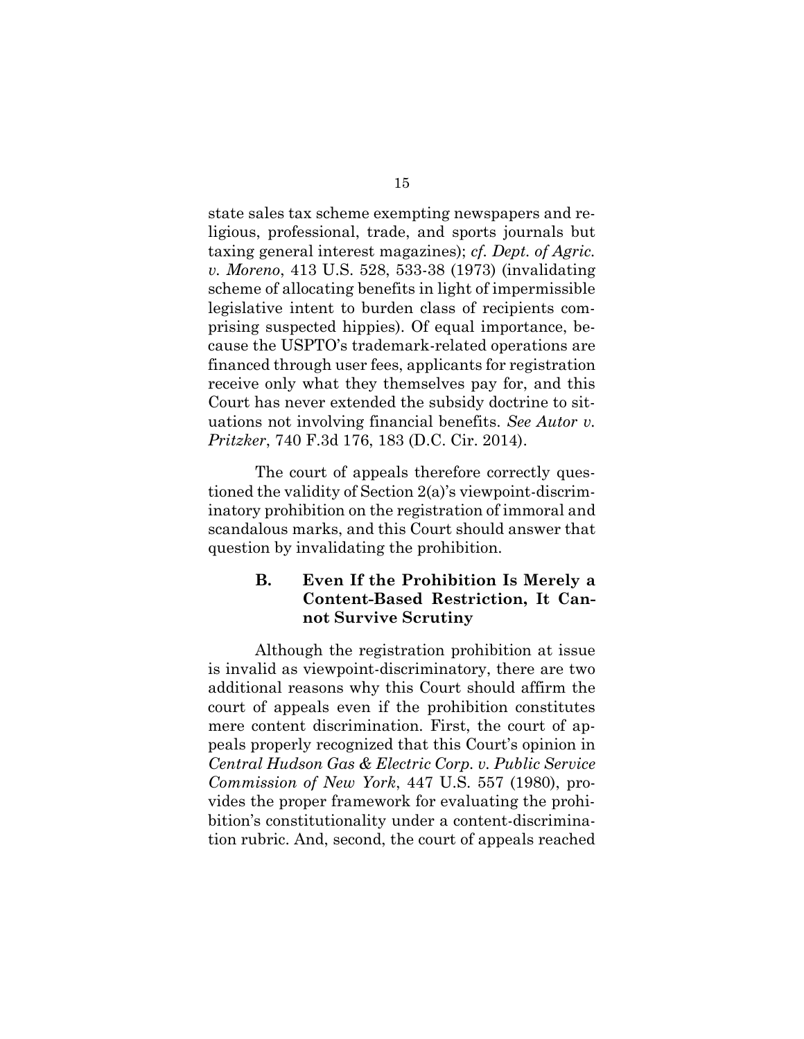state sales tax scheme exempting newspapers and religious, professional, trade, and sports journals but taxing general interest magazines); *cf. Dept. of Agric. v. Moreno*, 413 U.S. 528, 533-38 (1973) (invalidating scheme of allocating benefits in light of impermissible legislative intent to burden class of recipients comprising suspected hippies). Of equal importance, because the USPTO's trademark-related operations are financed through user fees, applicants for registration receive only what they themselves pay for, and this Court has never extended the subsidy doctrine to situations not involving financial benefits. *See Autor v. Pritzker*, 740 F.3d 176, 183 (D.C. Cir. 2014).

The court of appeals therefore correctly questioned the validity of Section 2(a)'s viewpoint-discriminatory prohibition on the registration of immoral and scandalous marks, and this Court should answer that question by invalidating the prohibition.

### B. Even If the Prohibition Is Merely a Content-Based Restriction, It Cannot Survive Scrutiny

Although the registration prohibition at issue is invalid as viewpoint-discriminatory, there are two additional reasons why this Court should affirm the court of appeals even if the prohibition constitutes mere content discrimination. First, the court of appeals properly recognized that this Court's opinion in *Central Hudson Gas & Electric Corp. v. Public Service Commission of New York*, 447 U.S. 557 (1980), provides the proper framework for evaluating the prohibition's constitutionality under a content-discrimination rubric. And, second, the court of appeals reached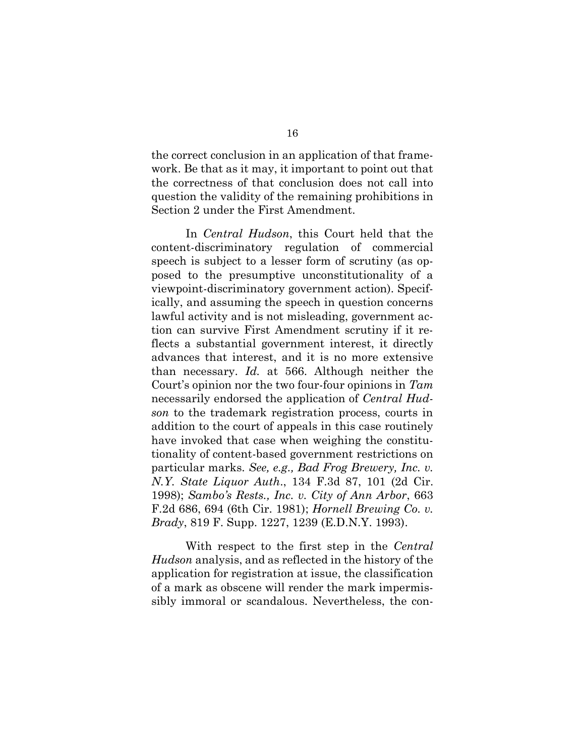the correct conclusion in an application of that framework. Be that as it may, it important to point out that the correctness of that conclusion does not call into question the validity of the remaining prohibitions in Section 2 under the First Amendment.

In *Central Hudson*, this Court held that the content-discriminatory regulation of commercial speech is subject to a lesser form of scrutiny (as opposed to the presumptive unconstitutionality of a viewpoint-discriminatory government action). Specifically, and assuming the speech in question concerns lawful activity and is not misleading, government action can survive First Amendment scrutiny if it reflects a substantial government interest, it directly advances that interest, and it is no more extensive than necessary. *Id.* at 566. Although neither the Court's opinion nor the two four-four opinions in *Tam* necessarily endorsed the application of *Central Hudson* to the trademark registration process, courts in addition to the court of appeals in this case routinely have invoked that case when weighing the constitutionality of content-based government restrictions on particular marks. *See, e.g., Bad Frog Brewery, Inc. v. N.Y. State Liquor Auth.*, 134 F.3d 87, 101 (2d Cir. 1998); *Sambo's Rests., Inc. v. City of Ann Arbor*, 663 F.2d 686, 694 (6th Cir. 1981); *Hornell Brewing Co. v. Brady*, 819 F. Supp. 1227, 1239 (E.D.N.Y. 1993).

With respect to the first step in the *Central Hudson* analysis, and as reflected in the history of the application for registration at issue, the classification of a mark as obscene will render the mark impermissibly immoral or scandalous. Nevertheless, the con-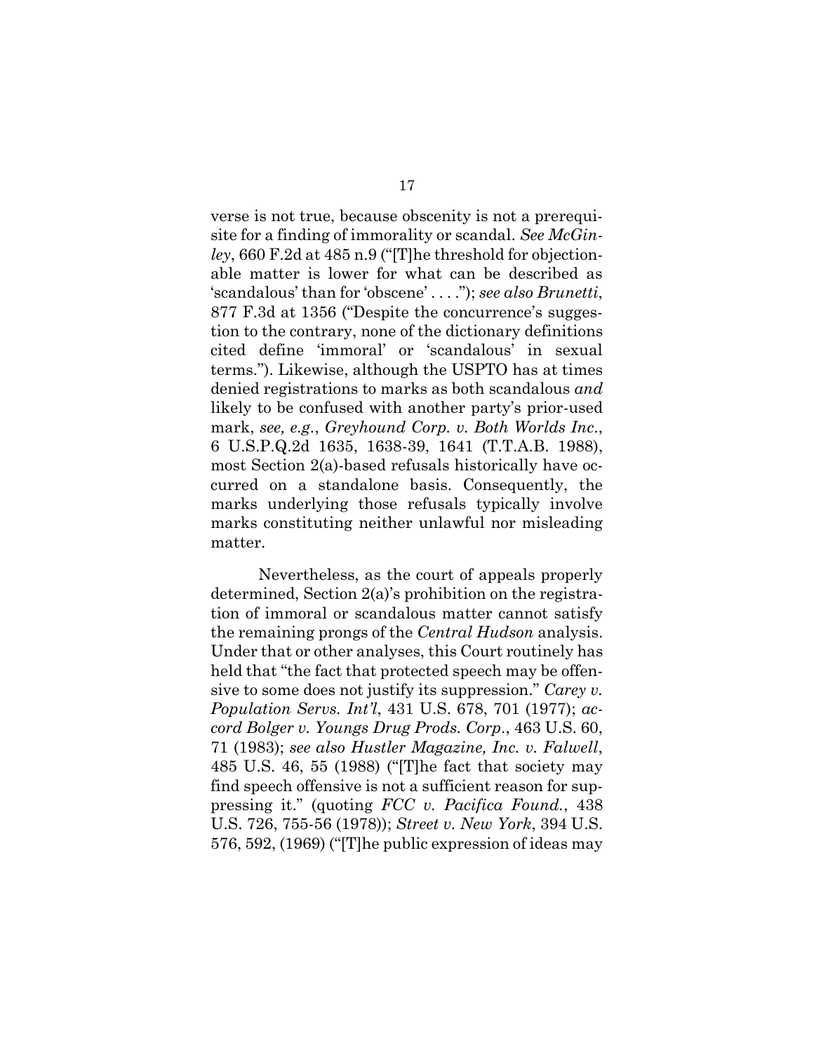verse is not true, because obscenity is not a prerequisite for a finding of immorality or scandal. *See McGinley*, 660 F.2d at 485 n.9 ("[T]he threshold for objectionable matter is lower for what can be described as 'scandalous' than for 'obscene' . . . ."); *see also Brunetti*, 877 F.3d at 1356 ("Despite the concurrence's suggestion to the contrary, none of the dictionary definitions cited define 'immoral' or 'scandalous' in sexual terms."). Likewise, although the USPTO has at times denied registrations to marks as both scandalous *and* likely to be confused with another party's prior-used mark, *see, e.g.*, *Greyhound Corp. v. Both Worlds Inc.*, 6 U.S.P.Q.2d 1635, 1638-39, 1641 (T.T.A.B. 1988), most Section 2(a)-based refusals historically have occurred on a standalone basis. Consequently, the marks underlying those refusals typically involve marks constituting neither unlawful nor misleading matter.

Nevertheless, as the court of appeals properly determined, Section 2(a)'s prohibition on the registration of immoral or scandalous matter cannot satisfy the remaining prongs of the *Central Hudson* analysis. Under that or other analyses, this Court routinely has held that "the fact that protected speech may be offensive to some does not justify its suppression." *Carey v. Population Servs. Int'l*, 431 U.S. 678, 701 (1977); *accord Bolger v. Youngs Drug Prods. Corp.*, 463 U.S. 60, 71 (1983); *see also Hustler Magazine, Inc. v. Falwell*, 485 U.S. 46, 55 (1988) ("[T]he fact that society may find speech offensive is not a sufficient reason for suppressing it." (quoting *FCC v. Pacifica Found.*, 438 U.S. 726, 755-56 (1978)); *Street v. New York*, 394 U.S. 576, 592, (1969) ("[T]he public expression of ideas may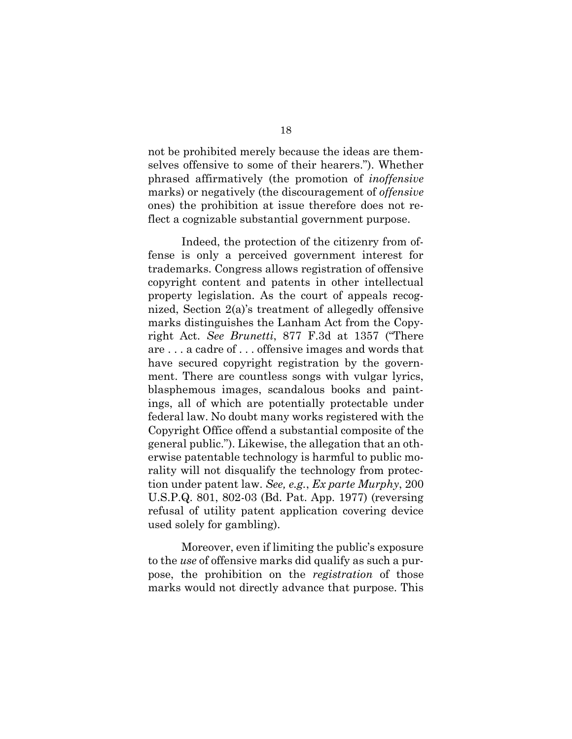not be prohibited merely because the ideas are themselves offensive to some of their hearers."). Whether phrased affirmatively (the promotion of *inoffensive* marks) or negatively (the discouragement of *offensive* ones) the prohibition at issue therefore does not reflect a cognizable substantial government purpose.

Indeed, the protection of the citizenry from offense is only a perceived government interest for trademarks. Congress allows registration of offensive copyright content and patents in other intellectual property legislation. As the court of appeals recognized, Section 2(a)'s treatment of allegedly offensive marks distinguishes the Lanham Act from the Copyright Act. *See Brunetti*, 877 F.3d at 1357 ("There are . . . a cadre of . . . offensive images and words that have secured copyright registration by the government. There are countless songs with vulgar lyrics, blasphemous images, scandalous books and paintings, all of which are potentially protectable under federal law. No doubt many works registered with the Copyright Office offend a substantial composite of the general public."). Likewise, the allegation that an otherwise patentable technology is harmful to public morality will not disqualify the technology from protection under patent law. *See, e.g.*, *Ex parte Murphy*, 200 U.S.P.Q. 801, 802-03 (Bd. Pat. App. 1977) (reversing refusal of utility patent application covering device used solely for gambling).

Moreover, even if limiting the public's exposure to the *use* of offensive marks did qualify as such a purpose, the prohibition on the *registration* of those marks would not directly advance that purpose. This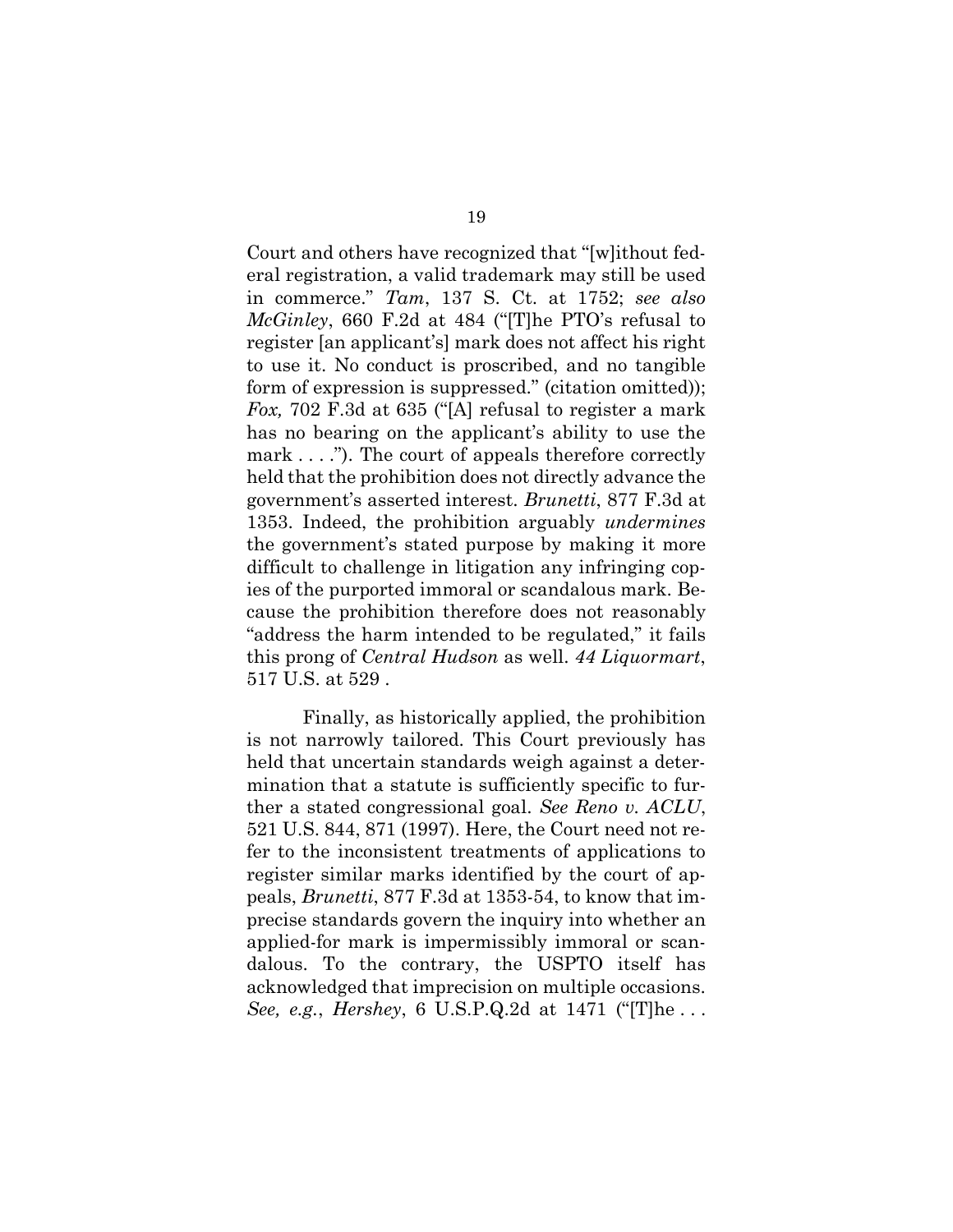Court and others have recognized that "[w]ithout federal registration, a valid trademark may still be used in commerce." *Tam*, 137 S. Ct. at 1752; *see also McGinley*, 660 F.2d at 484 ("[T]he PTO's refusal to register [an applicant's] mark does not affect his right to use it. No conduct is proscribed, and no tangible form of expression is suppressed." (citation omitted)); *Fox,* 702 F.3d at 635 ("[A] refusal to register a mark has no bearing on the applicant's ability to use the mark . . . ."). The court of appeals therefore correctly held that the prohibition does not directly advance the government's asserted interest. *Brunetti*, 877 F.3d at 1353. Indeed, the prohibition arguably *undermines* the government's stated purpose by making it more difficult to challenge in litigation any infringing copies of the purported immoral or scandalous mark. Because the prohibition therefore does not reasonably "address the harm intended to be regulated," it fails this prong of *Central Hudson* as well. *44 Liquormart*, 517 U.S. at 529 .

Finally, as historically applied, the prohibition is not narrowly tailored. This Court previously has held that uncertain standards weigh against a determination that a statute is sufficiently specific to further a stated congressional goal. *See Reno v. ACLU*, 521 U.S. 844, 871 (1997). Here, the Court need not refer to the inconsistent treatments of applications to register similar marks identified by the court of appeals, *Brunetti*, 877 F.3d at 1353-54, to know that imprecise standards govern the inquiry into whether an applied-for mark is impermissibly immoral or scandalous. To the contrary, the USPTO itself has acknowledged that imprecision on multiple occasions. *See, e.g.*, *Hershey*, 6 U.S.P.Q.2d at 1471 ("[T]he . . .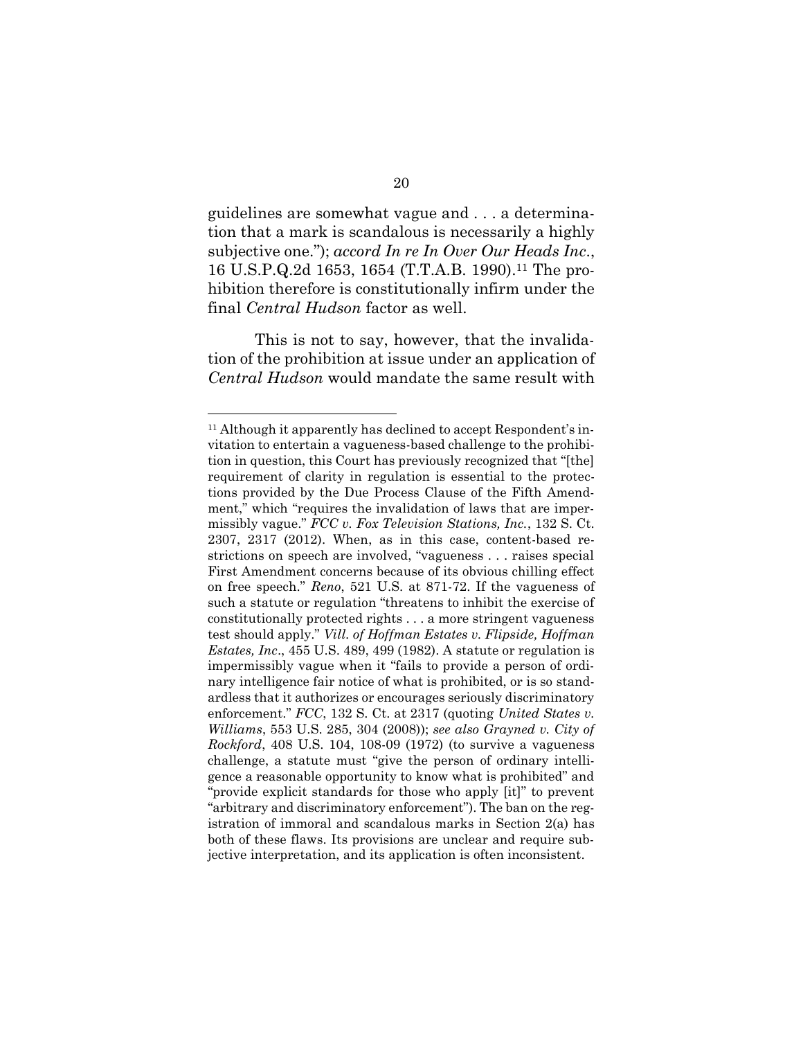guidelines are somewhat vague and . . . a determination that a mark is scandalous is necessarily a highly subjective one."); *accord In re In Over Our Heads Inc.*, 16 U.S.P.Q.2d 1653, 1654 (T.T.A.B. 1990).[11] The prohibition therefore is constitutionally infirm under the final *Central Hudson* factor as well.

This is not to say, however, that the invalidation of the prohibition at issue under an application of *Central Hudson* would mandate the same result with

---

[11] Although it apparently has declined to accept Respondent's invitation to entertain a vagueness-based challenge to the prohibition in question, this Court has previously recognized that "[the] requirement of clarity in regulation is essential to the protections provided by the Due Process Clause of the Fifth Amendment," which "requires the invalidation of laws that are impermissibly vague." *FCC v. Fox Television Stations, Inc.*, 132 S. Ct. 2307, 2317 (2012). When, as in this case, content-based restrictions on speech are involved, "vagueness . . . raises special First Amendment concerns because of its obvious chilling effect on free speech." *Reno*, 521 U.S. at 871-72. If the vagueness of such a statute or regulation "threatens to inhibit the exercise of constitutionally protected rights . . . a more stringent vagueness test should apply." *Vill. of Hoffman Estates v. Flipside, Hoffman Estates, Inc*., 455 U.S. 489, 499 (1982). A statute or regulation is impermissibly vague when it "fails to provide a person of ordinary intelligence fair notice of what is prohibited, or is so standardless that it authorizes or encourages seriously discriminatory enforcement." *FCC*, 132 S. Ct. at 2317 (quoting *United States v. Williams*, 553 U.S. 285, 304 (2008)); *see also Grayned v. City of Rockford*, 408 U.S. 104, 108-09 (1972) (to survive a vagueness challenge, a statute must "give the person of ordinary intelligence a reasonable opportunity to know what is prohibited" and "provide explicit standards for those who apply [it]" to prevent "arbitrary and discriminatory enforcement"). The ban on the registration of immoral and scandalous marks in Section 2(a) has both of these flaws. Its provisions are unclear and require subjective interpretation, and its application is often inconsistent.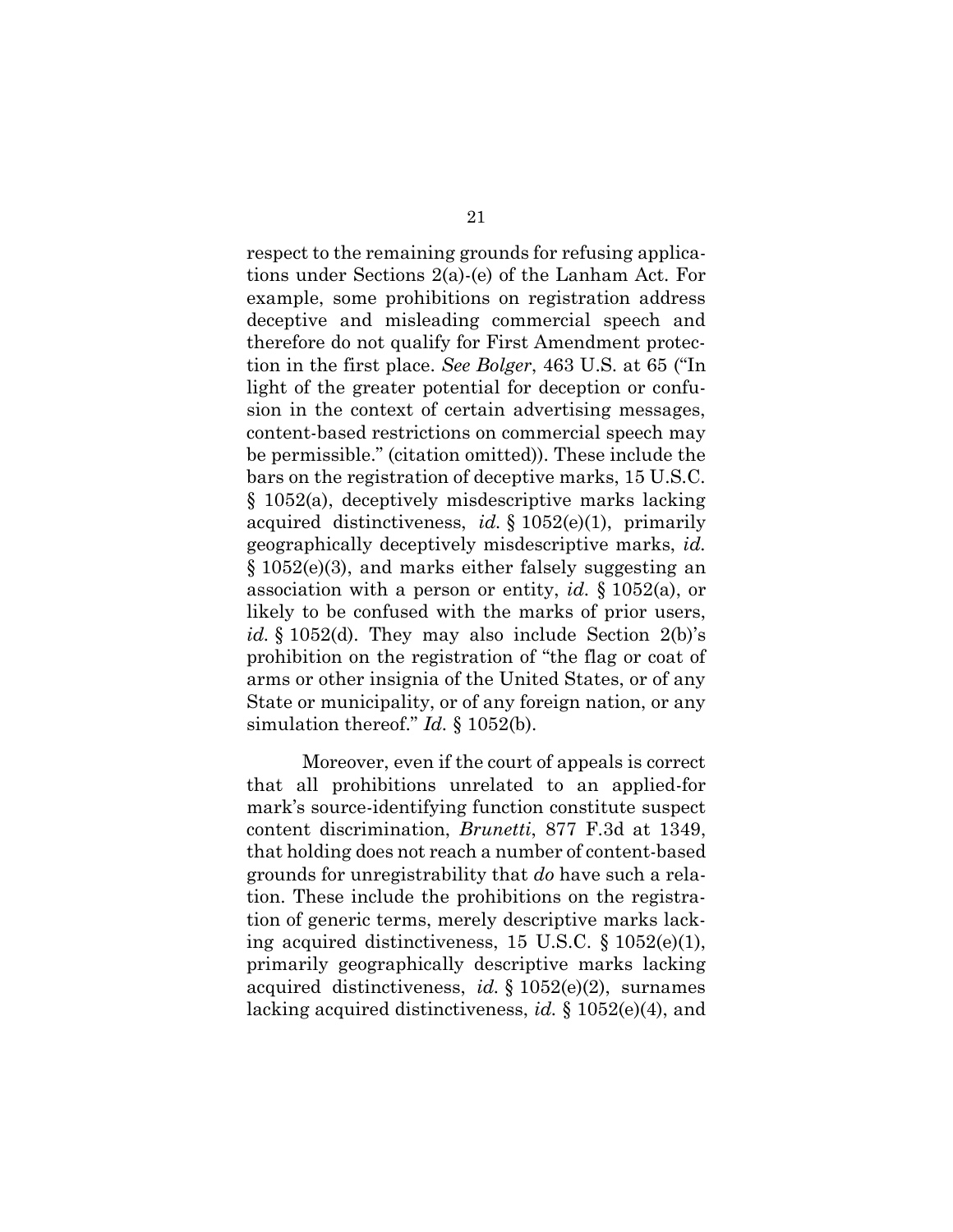respect to the remaining grounds for refusing applications under Sections 2(a)-(e) of the Lanham Act. For example, some prohibitions on registration address deceptive and misleading commercial speech and therefore do not qualify for First Amendment protection in the first place. *See Bolger*, 463 U.S. at 65 ("In light of the greater potential for deception or confusion in the context of certain advertising messages, content-based restrictions on commercial speech may be permissible." (citation omitted)). These include the bars on the registration of deceptive marks, 15 U.S.C. § 1052(a), deceptively misdescriptive marks lacking acquired distinctiveness, *id.* § 1052(e)(1), primarily geographically deceptively misdescriptive marks, *id.* § 1052(e)(3), and marks either falsely suggesting an association with a person or entity, *id.* § 1052(a), or likely to be confused with the marks of prior users, *id.* § 1052(d). They may also include Section 2(b)'s prohibition on the registration of "the flag or coat of arms or other insignia of the United States, or of any State or municipality, or of any foreign nation, or any simulation thereof." *Id.* § 1052(b).

Moreover, even if the court of appeals is correct that all prohibitions unrelated to an applied-for mark's source-identifying function constitute suspect content discrimination, *Brunetti*, 877 F.3d at 1349, that holding does not reach a number of content-based grounds for unregistrability that *do* have such a relation. These include the prohibitions on the registration of generic terms, merely descriptive marks lacking acquired distinctiveness, 15 U.S.C. § 1052(e)(1), primarily geographically descriptive marks lacking acquired distinctiveness, *id.* § 1052(e)(2), surnames lacking acquired distinctiveness, *id.* § 1052(e)(4), and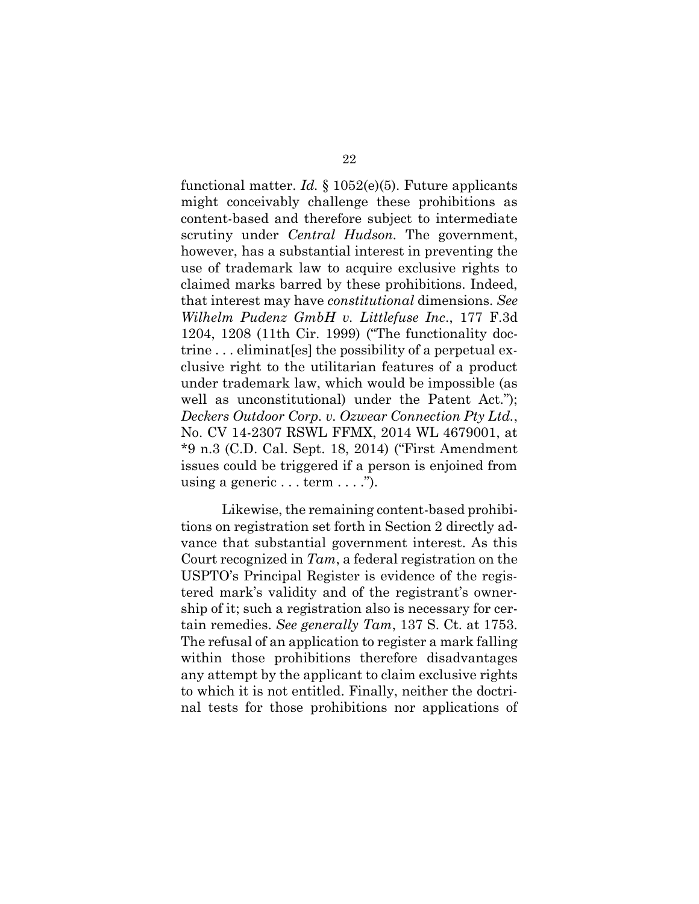functional matter. *Id.* § 1052(e)(5). Future applicants might conceivably challenge these prohibitions as content-based and therefore subject to intermediate scrutiny under *Central Hudson*. The government, however, has a substantial interest in preventing the use of trademark law to acquire exclusive rights to claimed marks barred by these prohibitions. Indeed, that interest may have *constitutional* dimensions. *See Wilhelm Pudenz GmbH v. Littlefuse Inc.*, 177 F.3d 1204, 1208 (11th Cir. 1999) ("The functionality doctrine . . . eliminat[es] the possibility of a perpetual exclusive right to the utilitarian features of a product under trademark law, which would be impossible (as well as unconstitutional) under the Patent Act."); *Deckers Outdoor Corp. v. Ozwear Connection Pty Ltd.*, No. CV 14-2307 RSWL FFMX, 2014 WL 4679001, at *9 n.3 (C.D. Cal. Sept. 18, 2014) ("First Amendment issues could be triggered if a person is enjoined from using a generic . . . term . . . .").

Likewise, the remaining content-based prohibitions on registration set forth in Section 2 directly advance that substantial government interest. As this Court recognized in *Tam*, a federal registration on the USPTO's Principal Register is evidence of the registered mark's validity and of the registrant's ownership of it; such a registration also is necessary for certain remedies. *See generally Tam*, 137 S. Ct. at 1753. The refusal of an application to register a mark falling within those prohibitions therefore disadvantages any attempt by the applicant to claim exclusive rights to which it is not entitled. Finally, neither the doctrinal tests for those prohibitions nor applications of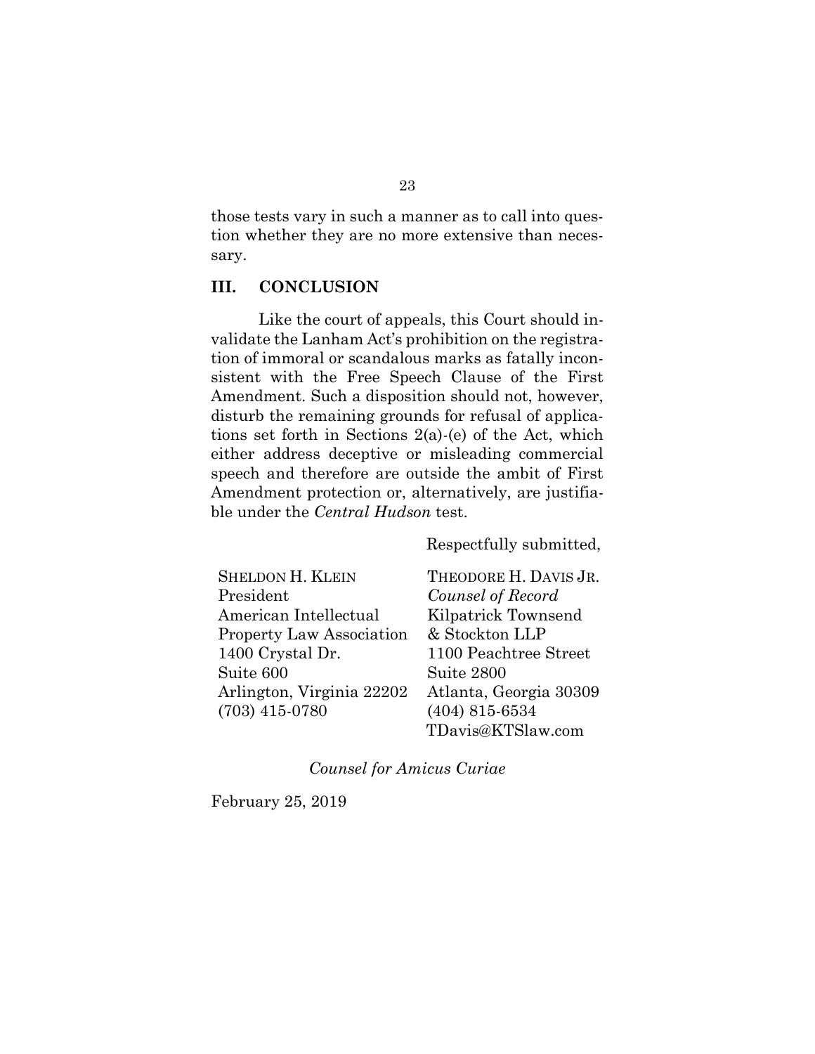those tests vary in such a manner as to call into question whether they are no more extensive than necessary.

## III. CONCLUSION

Like the court of appeals, this Court should invalidate the Lanham Act's prohibition on the registration of immoral or scandalous marks as fatally inconsistent with the Free Speech Clause of the First Amendment. Such a disposition should not, however, disturb the remaining grounds for refusal of applications set forth in Sections 2(a)-(e) of the Act, which either address deceptive or misleading commercial speech and therefore are outside the ambit of First Amendment protection or, alternatively, are justifiable under the *Central Hudson* test.

Respectfully submitted,

SHELDON H. KLEIN
President
American Intellectual Property Law Association
1400 Crystal Dr.
Suite 600
Arlington, Virginia 22202
(703) 415-0780

THEODORE H. DAVIS JR.
*Counsel of Record*
Kilpatrick Townsend & Stockton LLP
1100 Peachtree Street
Suite 2800
Atlanta, Georgia 30309
(404) 815-6534
TDavis@KTSlaw.com

*Counsel for Amicus Curiae*

February 25, 2019